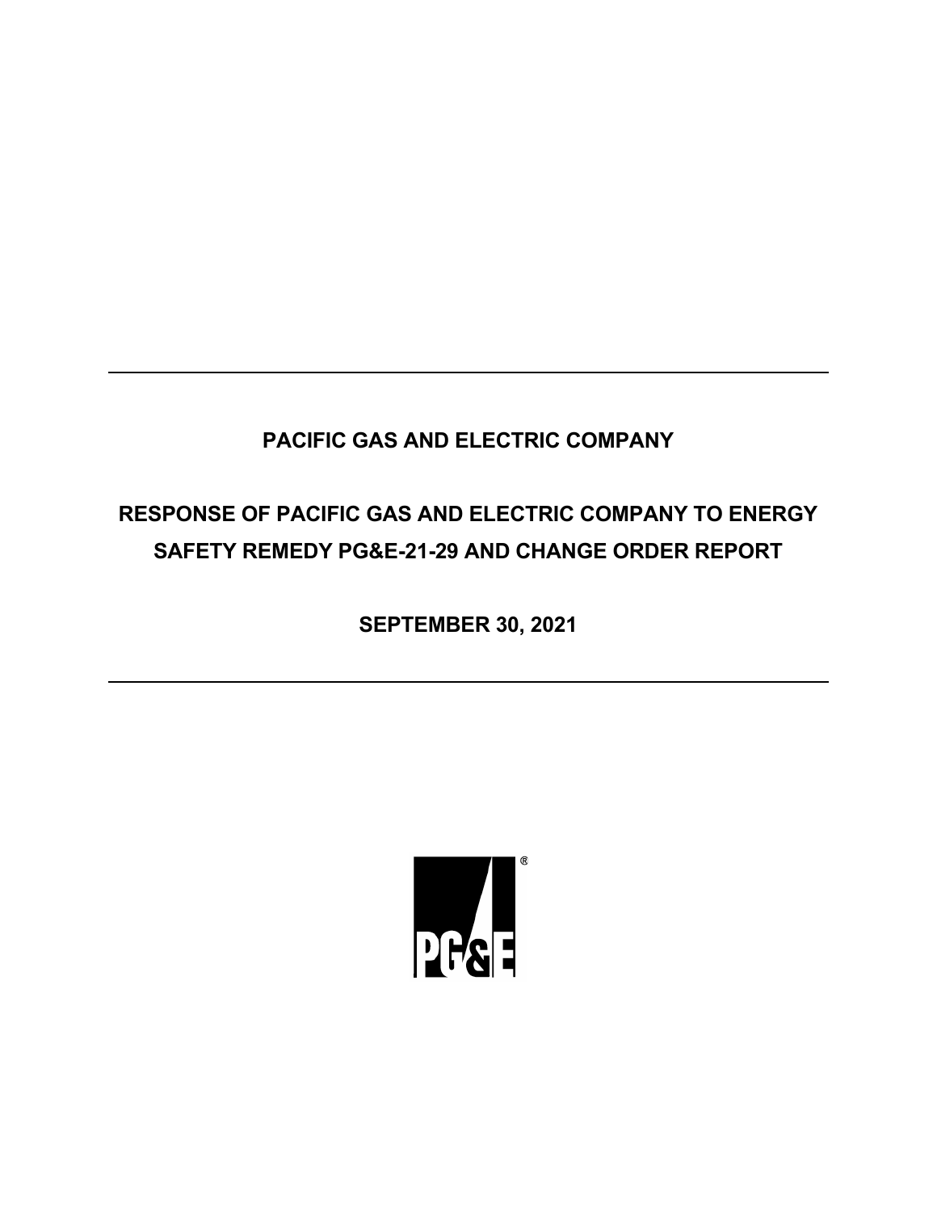# PACIFIC GAS AND ELECTRIC COMPANY

## RESPONSE OF PACIFIC GAS AND ELECTRIC COMPANY TO ENERGY SAFETY REMEDY PG&E-21-29 AND CHANGE ORDER REPORT

## SEPTEMBER 30, 2021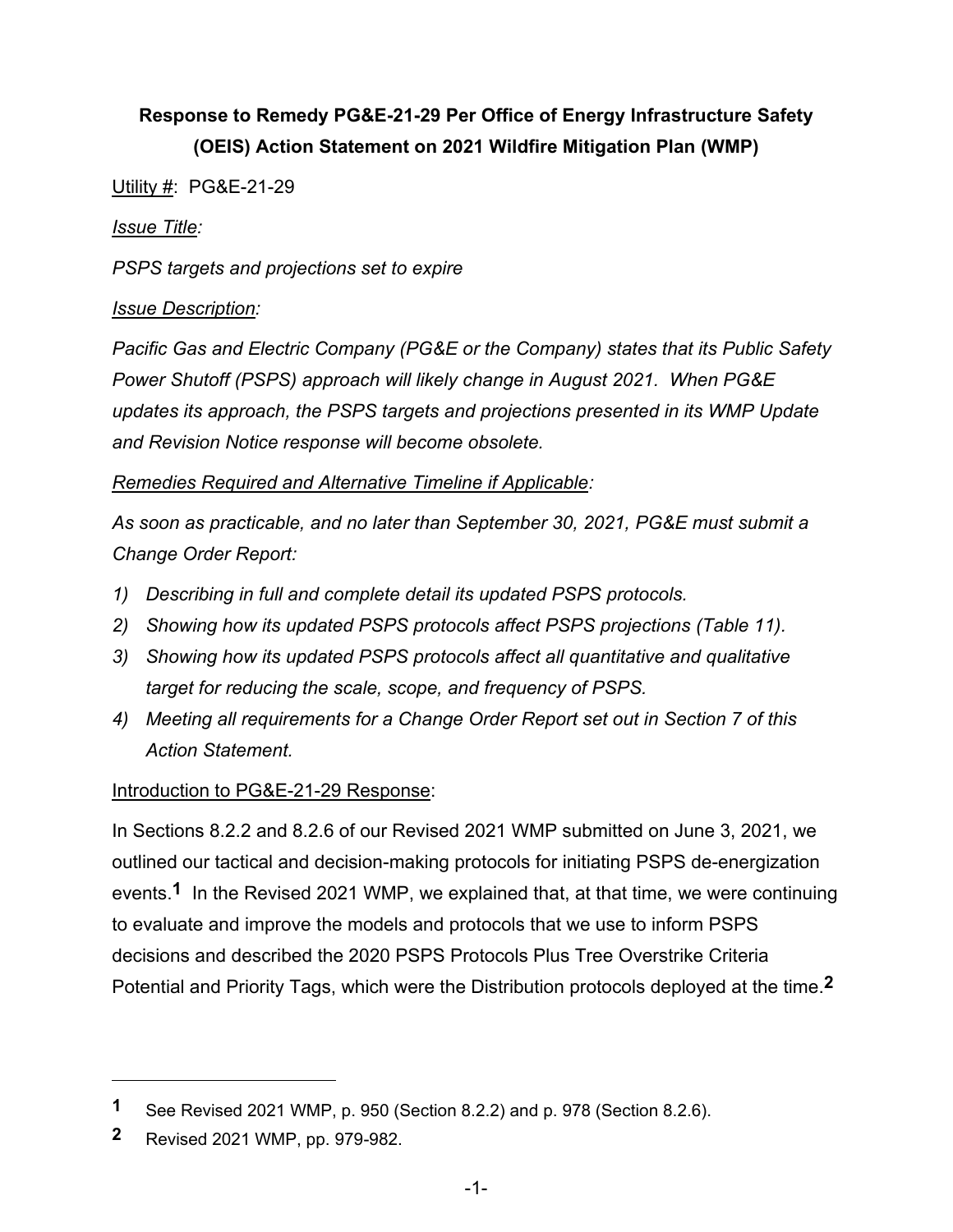**Response to Remedy PG&E-21-29 Per Office of Energy Infrastructure Safety (OEIS) Action Statement on 2021 Wildfire Mitigation Plan (WMP)**

Utility #: PG&E-21-29

*Issue Title:*

*PSPS targets and projections set to expire*

*Issue Description:*

*Pacific Gas and Electric Company (PG&E or the Company) states that its Public Safety Power Shutoff (PSPS) approach will likely change in August 2021. When PG&E updates its approach, the PSPS targets and projections presented in its WMP Update and Revision Notice response will become obsolete.*

*Remedies Required and Alternative Timeline if Applicable:*

*As soon as practicable, and no later than September 30, 2021, PG&E must submit a Change Order Report:*

1) *Describing in full and complete detail its updated PSPS protocols.*
2) *Showing how its updated PSPS protocols affect PSPS projections (Table 11).*
3) *Showing how its updated PSPS protocols affect all quantitative and qualitative target for reducing the scale, scope, and frequency of PSPS.*
4) *Meeting all requirements for a Change Order Report set out in Section 7 of this Action Statement.*

Introduction to PG&E-21-29 Response:

In Sections 8.2.2 and 8.2.6 of our Revised 2021 WMP submitted on June 3, 2021, we outlined our tactical and decision-making protocols for initiating PSPS de-energization events.[1] In the Revised 2021 WMP, we explained that, at that time, we were continuing to evaluate and improve the models and protocols that we use to inform PSPS decisions and described the 2020 PSPS Protocols Plus Tree Overstrike Criteria Potential and Priority Tags, which were the Distribution protocols deployed at the time.[2]

---

[1] See Revised 2021 WMP, p. 950 (Section 8.2.2) and p. 978 (Section 8.2.6).

[2] Revised 2021 WMP, pp. 979-982.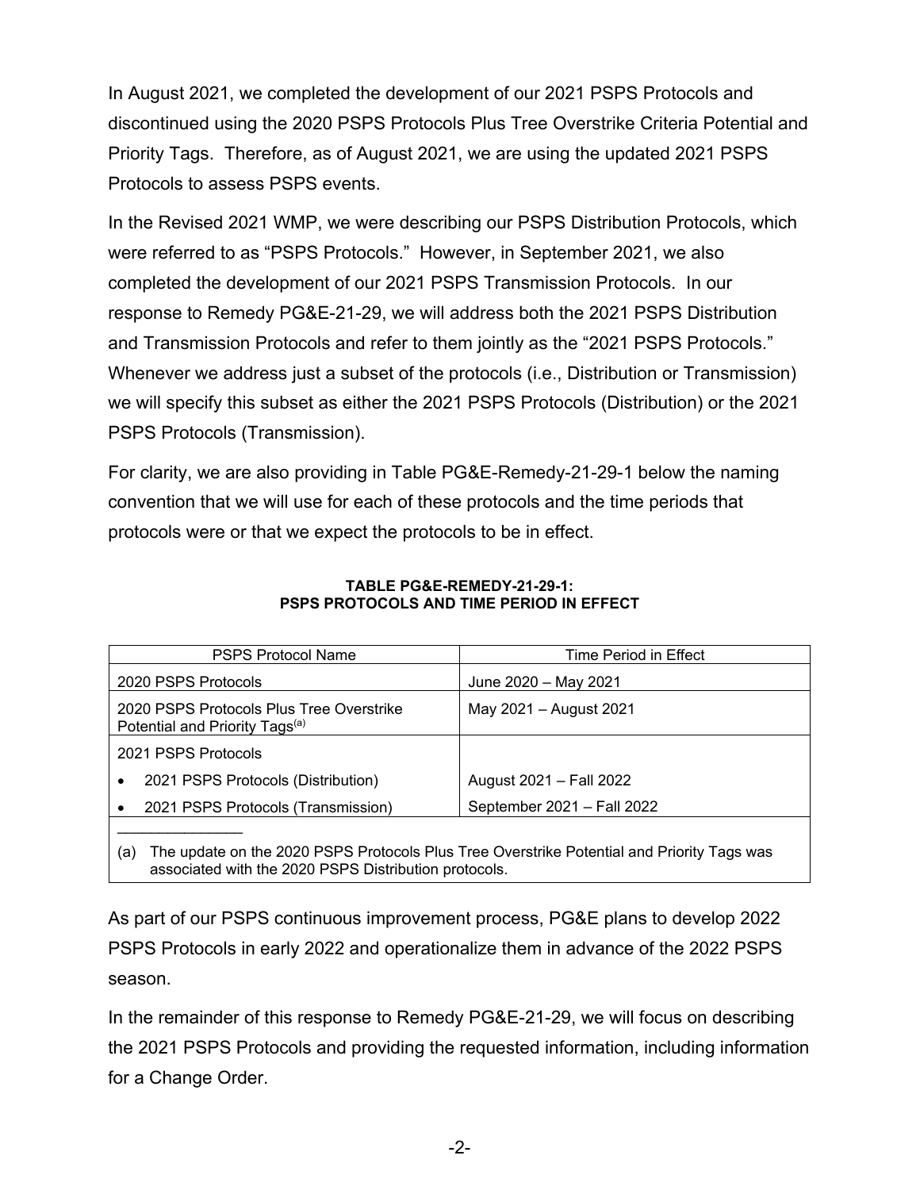In August 2021, we completed the development of our 2021 PSPS Protocols and discontinued using the 2020 PSPS Protocols Plus Tree Overstrike Criteria Potential and Priority Tags. Therefore, as of August 2021, we are using the updated 2021 PSPS Protocols to assess PSPS events.

In the Revised 2021 WMP, we were describing our PSPS Distribution Protocols, which were referred to as "PSPS Protocols." However, in September 2021, we also completed the development of our 2021 PSPS Transmission Protocols. In our response to Remedy PG&E-21-29, we will address both the 2021 PSPS Distribution and Transmission Protocols and refer to them jointly as the "2021 PSPS Protocols." Whenever we address just a subset of the protocols (i.e., Distribution or Transmission) we will specify this subset as either the 2021 PSPS Protocols (Distribution) or the 2021 PSPS Protocols (Transmission).

For clarity, we are also providing in Table PG&E-Remedy-21-29-1 below the naming convention that we will use for each of these protocols and the time periods that protocols were or that we expect the protocols to be in effect.

**TABLE PG&E-REMEDY-21-29-1:**
**PSPS PROTOCOLS AND TIME PERIOD IN EFFECT**

| PSPS Protocol Name | Time Period in Effect |
|---|---|
| 2020 PSPS Protocols | June 2020 – May 2021 |
| 2020 PSPS Protocols Plus Tree Overstrike Potential and Priority Tags[(a)] | May 2021 – August 2021 |
| 2021 PSPS Protocols | |
| • 2021 PSPS Protocols (Distribution) | August 2021 – Fall 2022 |
| • 2021 PSPS Protocols (Transmission) | September 2021 – Fall 2022 |

(a) The update on the 2020 PSPS Protocols Plus Tree Overstrike Potential and Priority Tags was associated with the 2020 PSPS Distribution protocols.

As part of our PSPS continuous improvement process, PG&E plans to develop 2022 PSPS Protocols in early 2022 and operationalize them in advance of the 2022 PSPS season.

In the remainder of this response to Remedy PG&E-21-29, we will focus on describing the 2021 PSPS Protocols and providing the requested information, including information for a Change Order.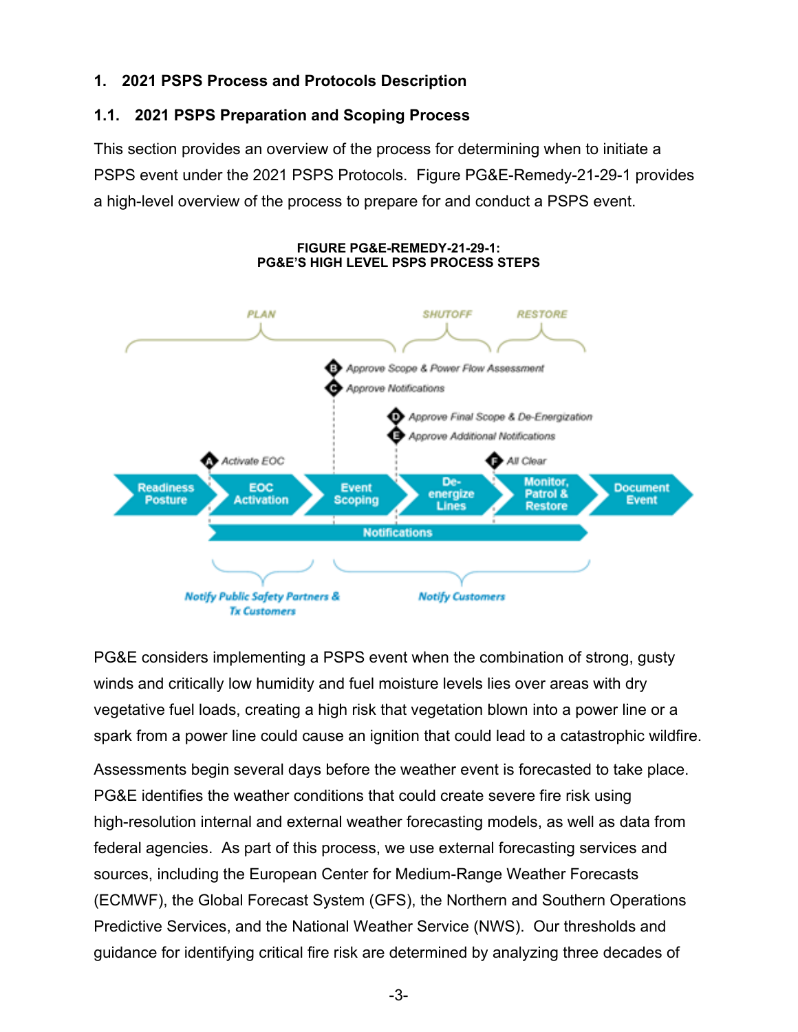## 1. 2021 PSPS Process and Protocols Description

### 1.1. 2021 PSPS Preparation and Scoping Process

This section provides an overview of the process for determining when to initiate a PSPS event under the 2021 PSPS Protocols. Figure PG&E-Remedy-21-29-1 provides a high-level overview of the process to prepare for and conduct a PSPS event.

**FIGURE PG&E-REMEDY-21-29-1:**
**PG&E'S HIGH LEVEL PSPS PROCESS STEPS**

PLAN | SHUTOFF | RESTORE

A Activate EOC
B Approve Scope & Power Flow Assessment
C Approve Notifications
D Approve Final Scope & De-Energization
E Approve Additional Notifications
F All Clear

Readiness Posture → EOC Activation → Event Scoping → De-energize Lines → Monitor, Patrol & Restore → Document Event

Notifications

Notify Public Safety Partners & Tx Customers | Notify Customers

PG&E considers implementing a PSPS event when the combination of strong, gusty winds and critically low humidity and fuel moisture levels lies over areas with dry vegetative fuel loads, creating a high risk that vegetation blown into a power line or a spark from a power line could cause an ignition that could lead to a catastrophic wildfire.

Assessments begin several days before the weather event is forecasted to take place. PG&E identifies the weather conditions that could create severe fire risk using high-resolution internal and external weather forecasting models, as well as data from federal agencies. As part of this process, we use external forecasting services and sources, including the European Center for Medium-Range Weather Forecasts (ECMWF), the Global Forecast System (GFS), the Northern and Southern Operations Predictive Services, and the National Weather Service (NWS). Our thresholds and guidance for identifying critical fire risk are determined by analyzing three decades of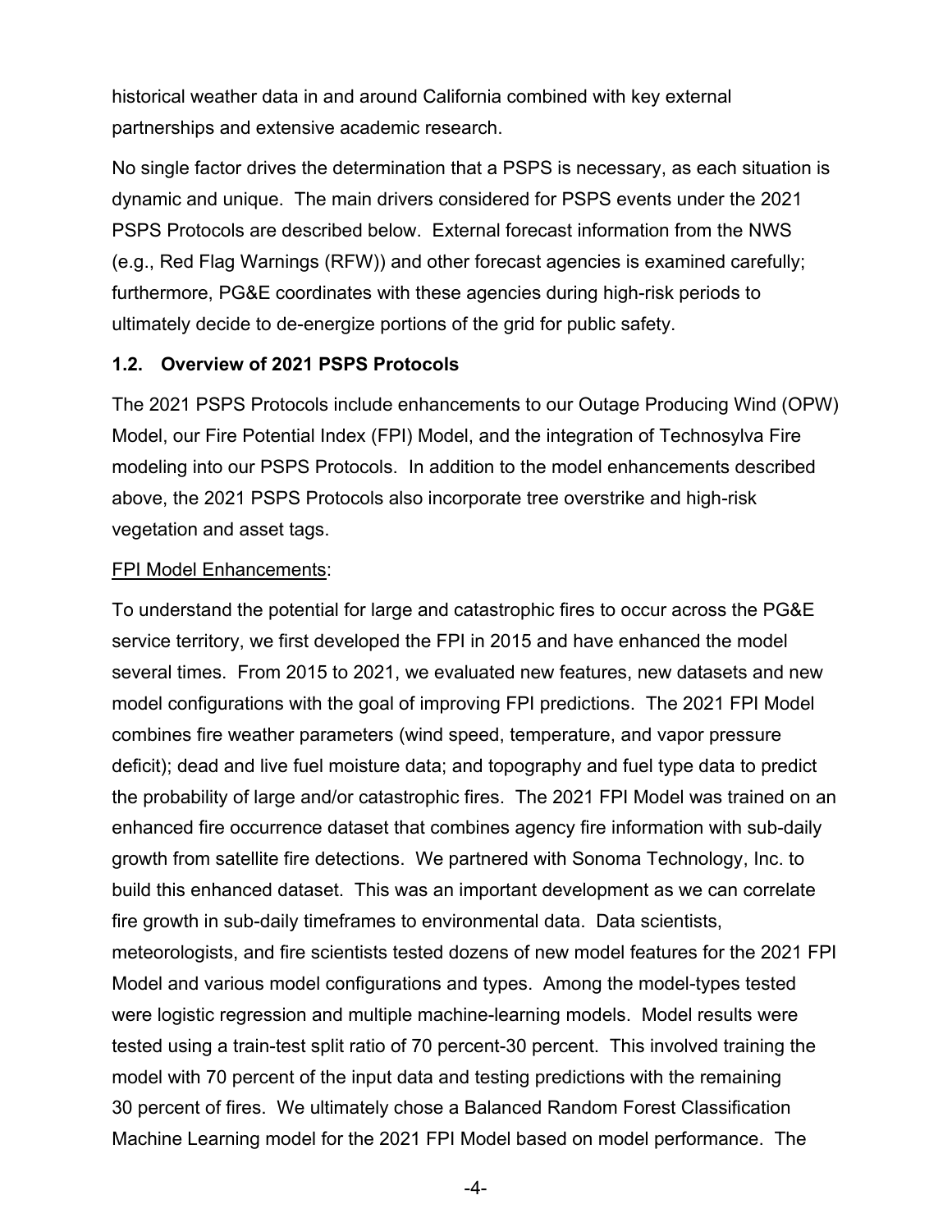historical weather data in and around California combined with key external partnerships and extensive academic research.

No single factor drives the determination that a PSPS is necessary, as each situation is dynamic and unique. The main drivers considered for PSPS events under the 2021 PSPS Protocols are described below. External forecast information from the NWS (e.g., Red Flag Warnings (RFW)) and other forecast agencies is examined carefully; furthermore, PG&E coordinates with these agencies during high-risk periods to ultimately decide to de-energize portions of the grid for public safety.

### 1.2. Overview of 2021 PSPS Protocols

The 2021 PSPS Protocols include enhancements to our Outage Producing Wind (OPW) Model, our Fire Potential Index (FPI) Model, and the integration of Technosylva Fire modeling into our PSPS Protocols. In addition to the model enhancements described above, the 2021 PSPS Protocols also incorporate tree overstrike and high-risk vegetation and asset tags.

FPI Model Enhancements:

To understand the potential for large and catastrophic fires to occur across the PG&E service territory, we first developed the FPI in 2015 and have enhanced the model several times. From 2015 to 2021, we evaluated new features, new datasets and new model configurations with the goal of improving FPI predictions. The 2021 FPI Model combines fire weather parameters (wind speed, temperature, and vapor pressure deficit); dead and live fuel moisture data; and topography and fuel type data to predict the probability of large and/or catastrophic fires. The 2021 FPI Model was trained on an enhanced fire occurrence dataset that combines agency fire information with sub-daily growth from satellite fire detections. We partnered with Sonoma Technology, Inc. to build this enhanced dataset. This was an important development as we can correlate fire growth in sub-daily timeframes to environmental data. Data scientists, meteorologists, and fire scientists tested dozens of new model features for the 2021 FPI Model and various model configurations and types. Among the model-types tested were logistic regression and multiple machine-learning models. Model results were tested using a train-test split ratio of 70 percent-30 percent. This involved training the model with 70 percent of the input data and testing predictions with the remaining 30 percent of fires. We ultimately chose a Balanced Random Forest Classification Machine Learning model for the 2021 FPI Model based on model performance. The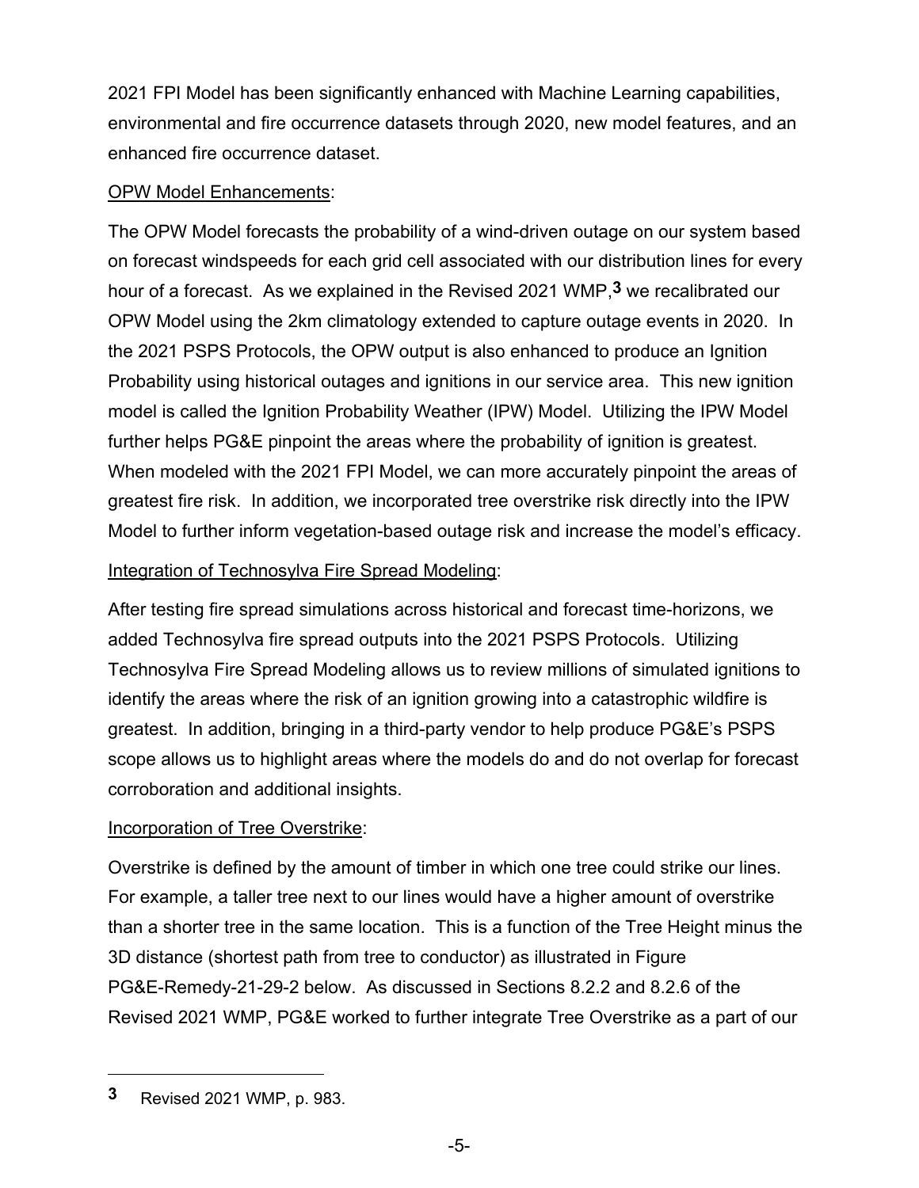2021 FPI Model has been significantly enhanced with Machine Learning capabilities, environmental and fire occurrence datasets through 2020, new model features, and an enhanced fire occurrence dataset.

<u>OPW Model Enhancements</u>:

The OPW Model forecasts the probability of a wind-driven outage on our system based on forecast windspeeds for each grid cell associated with our distribution lines for every hour of a forecast. As we explained in the Revised 2021 WMP,[3] we recalibrated our OPW Model using the 2km climatology extended to capture outage events in 2020. In the 2021 PSPS Protocols, the OPW output is also enhanced to produce an Ignition Probability using historical outages and ignitions in our service area. This new ignition model is called the Ignition Probability Weather (IPW) Model. Utilizing the IPW Model further helps PG&E pinpoint the areas where the probability of ignition is greatest. When modeled with the 2021 FPI Model, we can more accurately pinpoint the areas of greatest fire risk. In addition, we incorporated tree overstrike risk directly into the IPW Model to further inform vegetation-based outage risk and increase the model's efficacy.

<u>Integration of Technosylva Fire Spread Modeling</u>:

After testing fire spread simulations across historical and forecast time-horizons, we added Technosylva fire spread outputs into the 2021 PSPS Protocols. Utilizing Technosylva Fire Spread Modeling allows us to review millions of simulated ignitions to identify the areas where the risk of an ignition growing into a catastrophic wildfire is greatest. In addition, bringing in a third-party vendor to help produce PG&E's PSPS scope allows us to highlight areas where the models do and do not overlap for forecast corroboration and additional insights.

<u>Incorporation of Tree Overstrike</u>:

Overstrike is defined by the amount of timber in which one tree could strike our lines. For example, a taller tree next to our lines would have a higher amount of overstrike than a shorter tree in the same location. This is a function of the Tree Height minus the 3D distance (shortest path from tree to conductor) as illustrated in Figure PG&E-Remedy-21-29-2 below. As discussed in Sections 8.2.2 and 8.2.6 of the Revised 2021 WMP, PG&E worked to further integrate Tree Overstrike as a part of our

---

[3] Revised 2021 WMP, p. 983.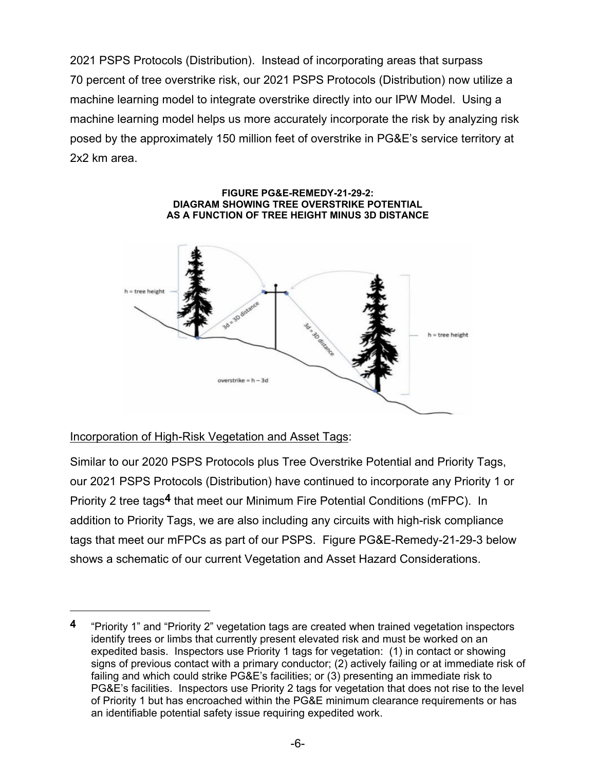2021 PSPS Protocols (Distribution). Instead of incorporating areas that surpass 70 percent of tree overstrike risk, our 2021 PSPS Protocols (Distribution) now utilize a machine learning model to integrate overstrike directly into our IPW Model. Using a machine learning model helps us more accurately incorporate the risk by analyzing risk posed by the approximately 150 million feet of overstrike in PG&E's service territory at 2x2 km area.

**FIGURE PG&E-REMEDY-21-29-2: DIAGRAM SHOWING TREE OVERSTRIKE POTENTIAL AS A FUNCTION OF TREE HEIGHT MINUS 3D DISTANCE**

h = tree height

3d = 3D distance

overstrike = h – 3d

Incorporation of High-Risk Vegetation and Asset Tags:

Similar to our 2020 PSPS Protocols plus Tree Overstrike Potential and Priority Tags, our 2021 PSPS Protocols (Distribution) have continued to incorporate any Priority 1 or Priority 2 tree tags[4] that meet our Minimum Fire Potential Conditions (mFPC). In addition to Priority Tags, we are also including any circuits with high-risk compliance tags that meet our mFPCs as part of our PSPS. Figure PG&E-Remedy-21-29-3 below shows a schematic of our current Vegetation and Asset Hazard Considerations.

---

[4] "Priority 1" and "Priority 2" vegetation tags are created when trained vegetation inspectors identify trees or limbs that currently present elevated risk and must be worked on an expedited basis. Inspectors use Priority 1 tags for vegetation: (1) in contact or showing signs of previous contact with a primary conductor; (2) actively failing or at immediate risk of failing and which could strike PG&E's facilities; or (3) presenting an immediate risk to PG&E's facilities. Inspectors use Priority 2 tags for vegetation that does not rise to the level of Priority 1 but has encroached within the PG&E minimum clearance requirements or has an identifiable potential safety issue requiring expedited work.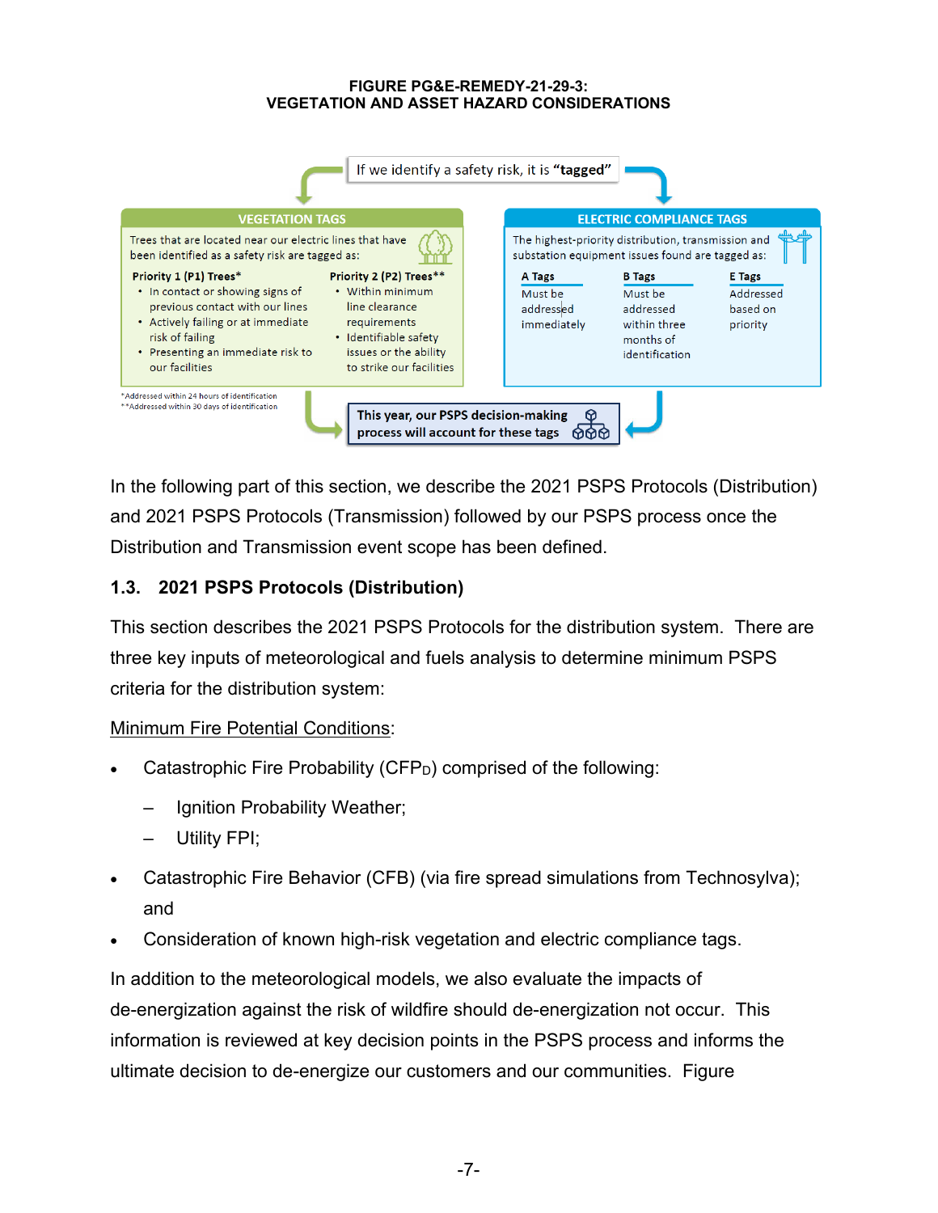**FIGURE PG&E-REMEDY-21-29-3:**
**VEGETATION AND ASSET HAZARD CONSIDERATIONS**

If we identify a safety risk, it is **"tagged"**

**VEGETATION TAGS**

Trees that are located near our electric lines that have been identified as a safety risk are tagged as:

**Priority 1 (P1) Trees***
- In contact or showing signs of previous contact with our lines
- Actively failing or at immediate risk of failing
- Presenting an immediate risk to our facilities

**Priority 2 (P2) Trees****
- Within minimum line clearance requirements
- Identifiable safety issues or the ability to strike our facilities

*Addressed within 24 hours of identification
**Addressed within 30 days of identification

**ELECTRIC COMPLIANCE TAGS**

The highest-priority distribution, transmission and substation equipment issues found are tagged as:

| A Tags | B Tags | E Tags |
|---|---|---|
| Must be addressed immediately | Must be addressed within three months of identification | Addressed based on priority |

**This year, our PSPS decision-making process will account for these tags**

In the following part of this section, we describe the 2021 PSPS Protocols (Distribution) and 2021 PSPS Protocols (Transmission) followed by our PSPS process once the Distribution and Transmission event scope has been defined.

### 1.3. 2021 PSPS Protocols (Distribution)

This section describes the 2021 PSPS Protocols for the distribution system. There are three key inputs of meteorological and fuels analysis to determine minimum PSPS criteria for the distribution system:

Minimum Fire Potential Conditions:

- Catastrophic Fire Probability ($CFP_D$) comprised of the following:
  - Ignition Probability Weather;
  - Utility FPI;
- Catastrophic Fire Behavior (CFB) (via fire spread simulations from Technosylva); and
- Consideration of known high-risk vegetation and electric compliance tags.

In addition to the meteorological models, we also evaluate the impacts of de-energization against the risk of wildfire should de-energization not occur. This information is reviewed at key decision points in the PSPS process and informs the ultimate decision to de-energize our customers and our communities. Figure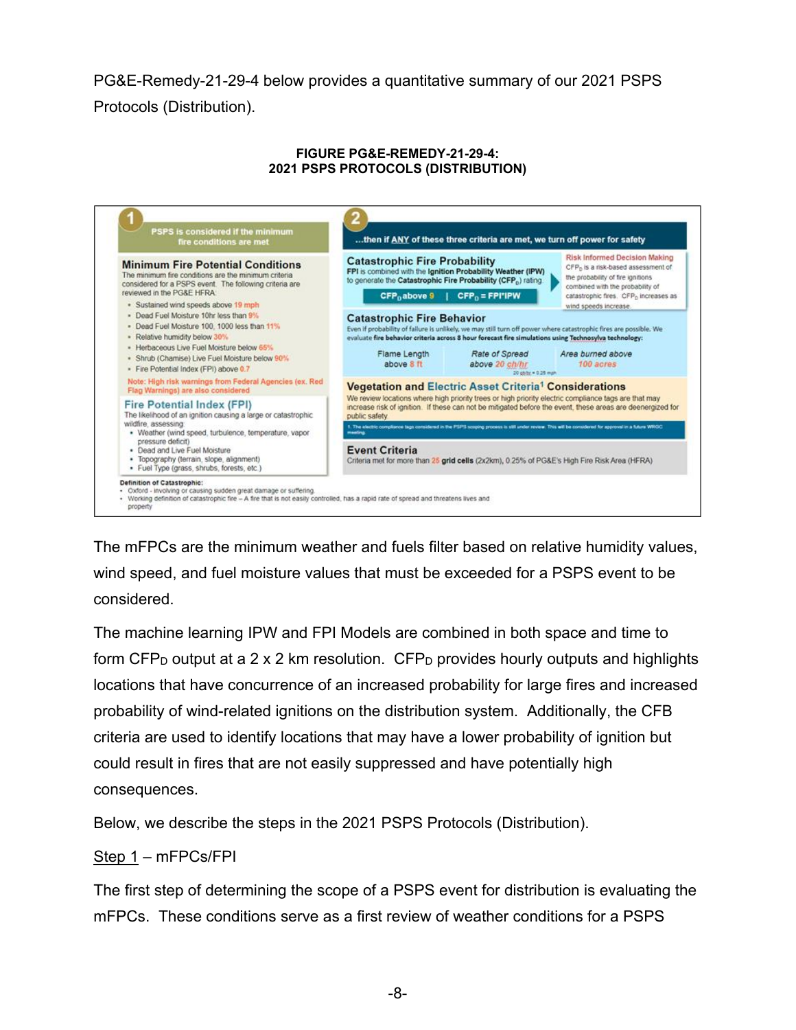PG&E-Remedy-21-29-4 below provides a quantitative summary of our 2021 PSPS Protocols (Distribution).

**FIGURE PG&E-REMEDY-21-29-4:**
**2021 PSPS PROTOCOLS (DISTRIBUTION)**

**1** PSPS is considered if the minimum fire conditions are met

**Minimum Fire Potential Conditions**

The minimum fire conditions are the minimum criteria considered for a PSPS event. The following criteria are reviewed in the PG&E HFRA:

- Sustained wind speeds above 19 mph
- Dead Fuel Moisture 10hr less than 9%
- Dead Fuel Moisture 100, 1000 less than 11%
- Relative humidity below 30%
- Herbaceous Live Fuel Moisture below 65%
- Shrub (Chamise) Live Fuel Moisture below 90%
- Fire Potential Index (FPI) above 0.7

Note: High risk warnings from Federal Agencies (ex. Red Flag Warnings) are also considered

**Fire Potential Index (FPI)**

The likelihood of an ignition causing a large or catastrophic wildfire, assessing:

- Weather (wind speed, turbulence, temperature, vapor pressure deficit)
- Dead and Live Fuel Moisture
- Topography (terrain, slope, alignment)
- Fuel Type (grass, shrubs, forests, etc.)

**2** …then if ANY of these three criteria are met, we turn off power for safety

**Catastrophic Fire Probability**

FPI is combined with the Ignition Probability Weather (IPW) to generate the Catastrophic Fire Probability ($CFP_D$) rating

$CFP_D$ above 9 | $CFP_D$ = FPI*IPW

Risk Informed Decision Making: $CFP_D$ is a risk-based assessment of the probability of fire ignitions combined with the probability of catastrophic fires. $CFP_D$ increases as wind speeds increase.

**Catastrophic Fire Behavior**

Even if probability of failure is unlikely, we may still turn off power where catastrophic fires are possible. We evaluate **fire behavior criteria across 8 hour forecast fire simulations using Technosylva technology:**

| Flame Length above 8 ft | Rate of Spread above 20 ch/hr | Area burned above 100 acres |
|---|---|---|

20 ch/hr = 0.25 mph

**Vegetation and Electric Asset Criteria[1] Considerations**

We review locations where high priority trees or high priority electric compliance tags are that may increase risk of ignition. If these can not be mitigated before the event, these areas are deenergized for public safety

1. The electric compliance tags considered in the PSPS scoping process is still under review. This will be considered for approval in a future WRGC meeting.

**Event Criteria**

Criteria met for more than 25 **grid cells** (2x2km), 0.25% of PG&E's High Fire Risk Area (HFRA)

**Definition of Catastrophic:**

- Oxford - involving or causing sudden great damage or suffering
- Working definition of catastrophic fire – A fire that is not easily controlled, has a rapid rate of spread and threatens lives and property

The mFPCs are the minimum weather and fuels filter based on relative humidity values, wind speed, and fuel moisture values that must be exceeded for a PSPS event to be considered.

The machine learning IPW and FPI Models are combined in both space and time to form $CFP_D$ output at a 2 x 2 km resolution. $CFP_D$ provides hourly outputs and highlights locations that have concurrence of an increased probability for large fires and increased probability of wind-related ignitions on the distribution system. Additionally, the CFB criteria are used to identify locations that may have a lower probability of ignition but could result in fires that are not easily suppressed and have potentially high consequences.

Below, we describe the steps in the 2021 PSPS Protocols (Distribution).

Step 1 – mFPCs/FPI

The first step of determining the scope of a PSPS event for distribution is evaluating the mFPCs. These conditions serve as a first review of weather conditions for a PSPS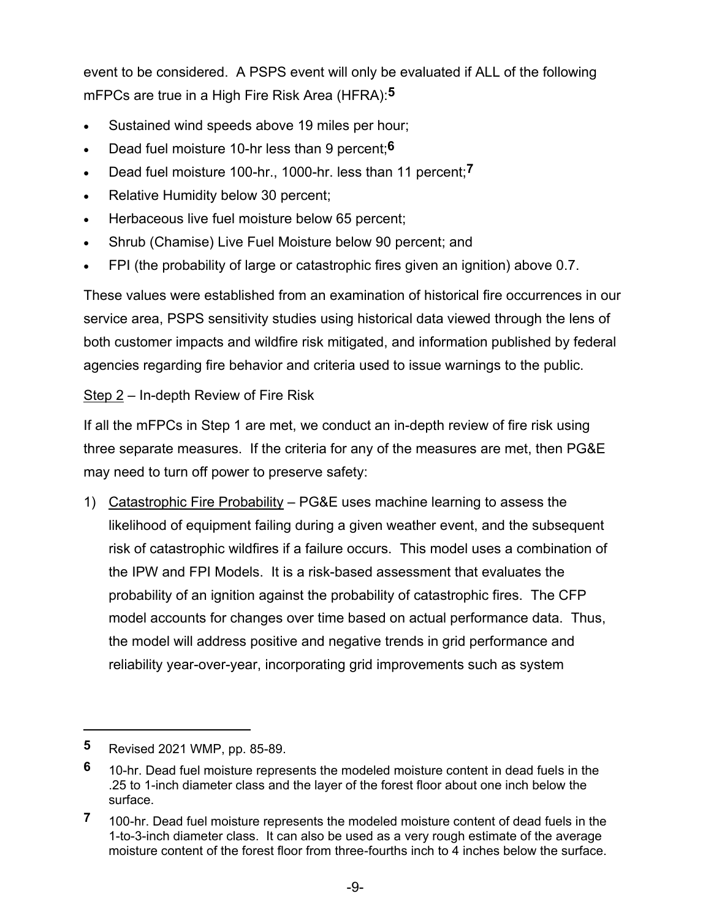event to be considered. A PSPS event will only be evaluated if ALL of the following mFPCs are true in a High Fire Risk Area (HFRA):[5]

- Sustained wind speeds above 19 miles per hour;
- Dead fuel moisture 10-hr less than 9 percent;[6]
- Dead fuel moisture 100-hr., 1000-hr. less than 11 percent;[7]
- Relative Humidity below 30 percent;
- Herbaceous live fuel moisture below 65 percent;
- Shrub (Chamise) Live Fuel Moisture below 90 percent; and
- FPI (the probability of large or catastrophic fires given an ignition) above 0.7.

These values were established from an examination of historical fire occurrences in our service area, PSPS sensitivity studies using historical data viewed through the lens of both customer impacts and wildfire risk mitigated, and information published by federal agencies regarding fire behavior and criteria used to issue warnings to the public.

<u>Step 2</u> – In-depth Review of Fire Risk

If all the mFPCs in Step 1 are met, we conduct an in-depth review of fire risk using three separate measures. If the criteria for any of the measures are met, then PG&E may need to turn off power to preserve safety:

1) <u>Catastrophic Fire Probability</u> – PG&E uses machine learning to assess the likelihood of equipment failing during a given weather event, and the subsequent risk of catastrophic wildfires if a failure occurs. This model uses a combination of the IPW and FPI Models. It is a risk-based assessment that evaluates the probability of an ignition against the probability of catastrophic fires. The CFP model accounts for changes over time based on actual performance data. Thus, the model will address positive and negative trends in grid performance and reliability year-over-year, incorporating grid improvements such as system

---

[5] Revised 2021 WMP, pp. 85-89.

[6] 10-hr. Dead fuel moisture represents the modeled moisture content in dead fuels in the .25 to 1-inch diameter class and the layer of the forest floor about one inch below the surface.

[7] 100-hr. Dead fuel moisture represents the modeled moisture content of dead fuels in the 1-to-3-inch diameter class. It can also be used as a very rough estimate of the average moisture content of the forest floor from three-fourths inch to 4 inches below the surface.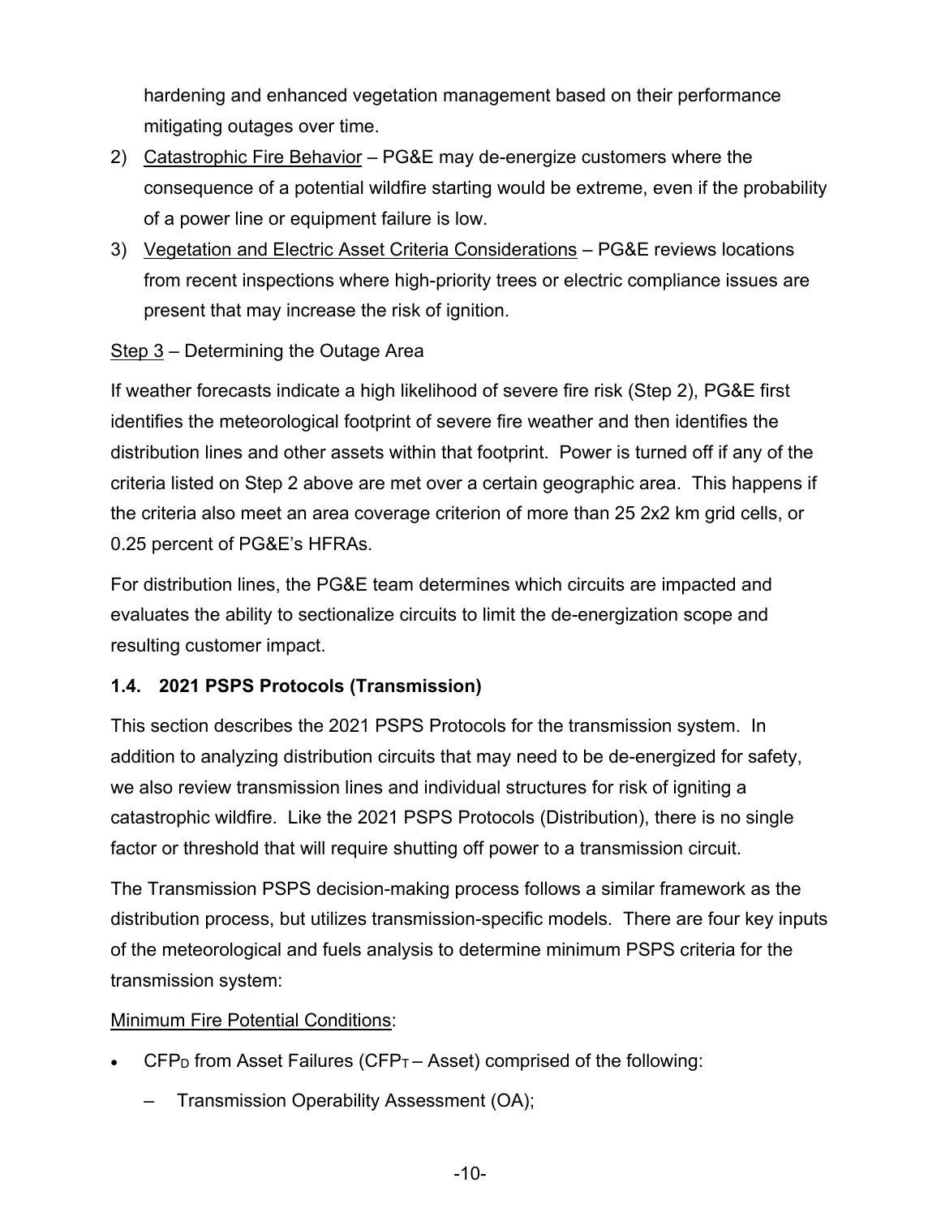hardening and enhanced vegetation management based on their performance mitigating outages over time.

2) Catastrophic Fire Behavior – PG&E may de-energize customers where the consequence of a potential wildfire starting would be extreme, even if the probability of a power line or equipment failure is low.
3) Vegetation and Electric Asset Criteria Considerations – PG&E reviews locations from recent inspections where high-priority trees or electric compliance issues are present that may increase the risk of ignition.

Step 3 – Determining the Outage Area

If weather forecasts indicate a high likelihood of severe fire risk (Step 2), PG&E first identifies the meteorological footprint of severe fire weather and then identifies the distribution lines and other assets within that footprint. Power is turned off if any of the criteria listed on Step 2 above are met over a certain geographic area. This happens if the criteria also meet an area coverage criterion of more than 25 2x2 km grid cells, or 0.25 percent of PG&E's HFRAs.

For distribution lines, the PG&E team determines which circuits are impacted and evaluates the ability to sectionalize circuits to limit the de-energization scope and resulting customer impact.

### 1.4. 2021 PSPS Protocols (Transmission)

This section describes the 2021 PSPS Protocols for the transmission system. In addition to analyzing distribution circuits that may need to be de-energized for safety, we also review transmission lines and individual structures for risk of igniting a catastrophic wildfire. Like the 2021 PSPS Protocols (Distribution), there is no single factor or threshold that will require shutting off power to a transmission circuit.

The Transmission PSPS decision-making process follows a similar framework as the distribution process, but utilizes transmission-specific models. There are four key inputs of the meteorological and fuels analysis to determine minimum PSPS criteria for the transmission system:

Minimum Fire Potential Conditions:

- $CFP_D$ from Asset Failures ($CFP_T$ – Asset) comprised of the following:
  - Transmission Operability Assessment (OA);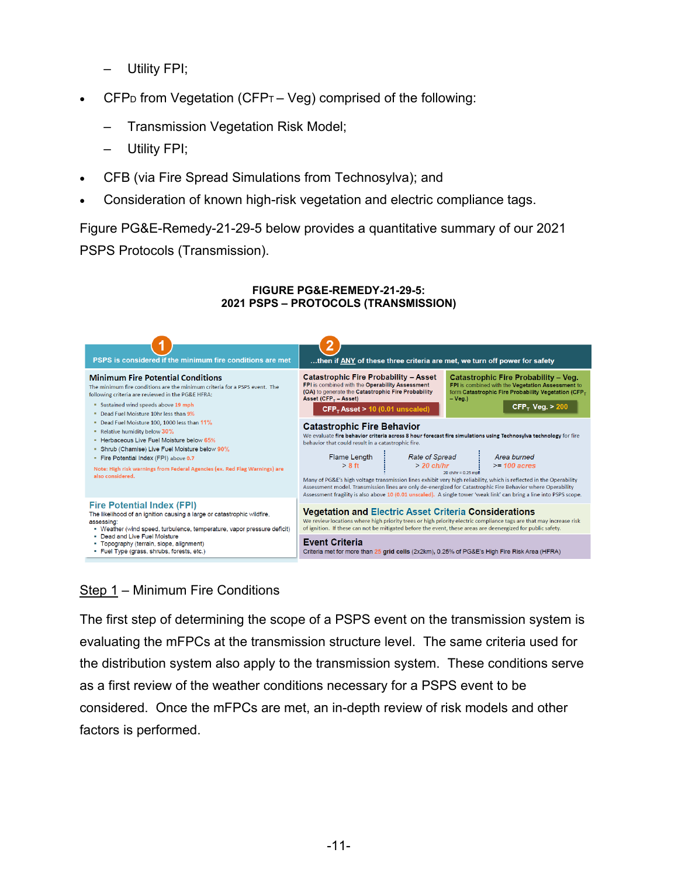– Utility FPI;

- $CFP_D$ from Vegetation ($CFP_T$ – Veg) comprised of the following:
  - – Transmission Vegetation Risk Model;
  - – Utility FPI;
- CFB (via Fire Spread Simulations from Technosylva); and
- Consideration of known high-risk vegetation and electric compliance tags.

Figure PG&E-Remedy-21-29-5 below provides a quantitative summary of our 2021 PSPS Protocols (Transmission).

**FIGURE PG&E-REMEDY-21-29-5:**
**2021 PSPS – PROTOCOLS (TRANSMISSION)**

**1** PSPS is considered if the minimum fire conditions are met

**Minimum Fire Potential Conditions**

The minimum fire conditions are the minimum criteria for a PSPS event. The following criteria are reviewed in the PG&E HFRA:

- Sustained wind speeds above 19 mph
- Dead Fuel Moisture 10hr less than 9%
- Dead Fuel Moisture 100, 1000 less than 11%
- Relative humidity below 30%
- Herbaceous Live Fuel Moisture below 65%
- Shrub (Chamise) Live Fuel Moisture below 90%
- Fire Potential Index (FPI) above 0.7

Note: High risk warnings from Federal Agencies (ex. Red Flag Warnings) are also considered.

**Fire Potential Index (FPI)**

The likelihood of an ignition causing a large or catastrophic wildfire, assessing:

- Weather (wind speed, turbulence, temperature, vapor pressure deficit)
- Dead and Live Fuel Moisture
- Topography (terrain, slope, alignment)
- Fuel Type (grass, shrubs, forests, etc.)

**2** ...then if ANY of these three criteria are met, we turn off power for safety

**Catastrophic Fire Probability – Asset**

FPI is combined with the Operability Assessment (OA) to generate the Catastrophic Fire Probability Asset ($CFP_T$ – Asset)

$CFP_T$ Asset > 10 (0.01 unscaled)

**Catastrophic Fire Probability – Veg.**

FPI is combined with the Vegetation Assessment to form Catastrophic Fire Probability Vegetation ($CFP_T$ – Veg.)

$CFP_T$ Veg. > 200

**Catastrophic Fire Behavior**

We evaluate fire behavior criteria across 8 hour forecast fire simulations using Technosylva technology for fire behavior that could result in a catastrophic fire.

| Flame Length | Rate of Spread | Area burned |
|---|---|---|
| > 8 ft | > 20 ch/hr | >= 100 acres |

20 ch/hr = 0.25 mph

Many of PG&E's high voltage transmission lines exhibit very high reliability, which is reflected in the Operability Assessment model. Transmission lines are only de-energized for Catastrophic Fire Behavior where Operability Assessment fragility is also above 10 (0.01 unscaled). A single tower 'weak link' can bring a line into PSPS scope.

**Vegetation and Electric Asset Criteria Considerations**

We review locations where high priority trees or high priority electric compliance tags are that may increase risk of ignition. If these can not be mitigated before the event, these areas are deenergized for public safety.

**Event Criteria**

Criteria met for more than 25 grid cells (2x2km), 0.25% of PG&E's High Fire Risk Area (HFRA)

<u>Step 1</u> – Minimum Fire Conditions

The first step of determining the scope of a PSPS event on the transmission system is evaluating the mFPCs at the transmission structure level. The same criteria used for the distribution system also apply to the transmission system. These conditions serve as a first review of the weather conditions necessary for a PSPS event to be considered. Once the mFPCs are met, an in-depth review of risk models and other factors is performed.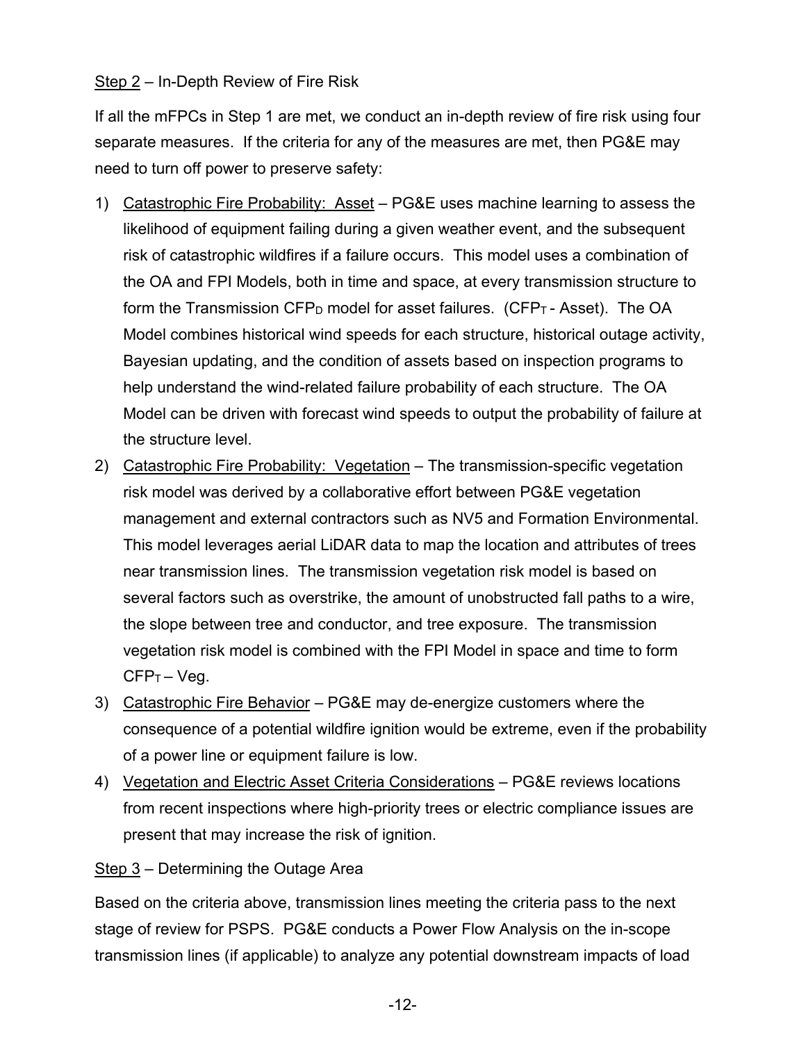Step 2 – In-Depth Review of Fire Risk

If all the mFPCs in Step 1 are met, we conduct an in-depth review of fire risk using four separate measures. If the criteria for any of the measures are met, then PG&E may need to turn off power to preserve safety:

1) Catastrophic Fire Probability: Asset – PG&E uses machine learning to assess the likelihood of equipment failing during a given weather event, and the subsequent risk of catastrophic wildfires if a failure occurs. This model uses a combination of the OA and FPI Models, both in time and space, at every transmission structure to form the Transmission $CFP_D$ model for asset failures. ($CFP_T$ - Asset). The OA Model combines historical wind speeds for each structure, historical outage activity, Bayesian updating, and the condition of assets based on inspection programs to help understand the wind-related failure probability of each structure. The OA Model can be driven with forecast wind speeds to output the probability of failure at the structure level.
2) Catastrophic Fire Probability: Vegetation – The transmission-specific vegetation risk model was derived by a collaborative effort between PG&E vegetation management and external contractors such as NV5 and Formation Environmental. This model leverages aerial LiDAR data to map the location and attributes of trees near transmission lines. The transmission vegetation risk model is based on several factors such as overstrike, the amount of unobstructed fall paths to a wire, the slope between tree and conductor, and tree exposure. The transmission vegetation risk model is combined with the FPI Model in space and time to form $CFP_T$ – Veg.
3) Catastrophic Fire Behavior – PG&E may de-energize customers where the consequence of a potential wildfire ignition would be extreme, even if the probability of a power line or equipment failure is low.
4) Vegetation and Electric Asset Criteria Considerations – PG&E reviews locations from recent inspections where high-priority trees or electric compliance issues are present that may increase the risk of ignition.

Step 3 – Determining the Outage Area

Based on the criteria above, transmission lines meeting the criteria pass to the next stage of review for PSPS. PG&E conducts a Power Flow Analysis on the in-scope transmission lines (if applicable) to analyze any potential downstream impacts of load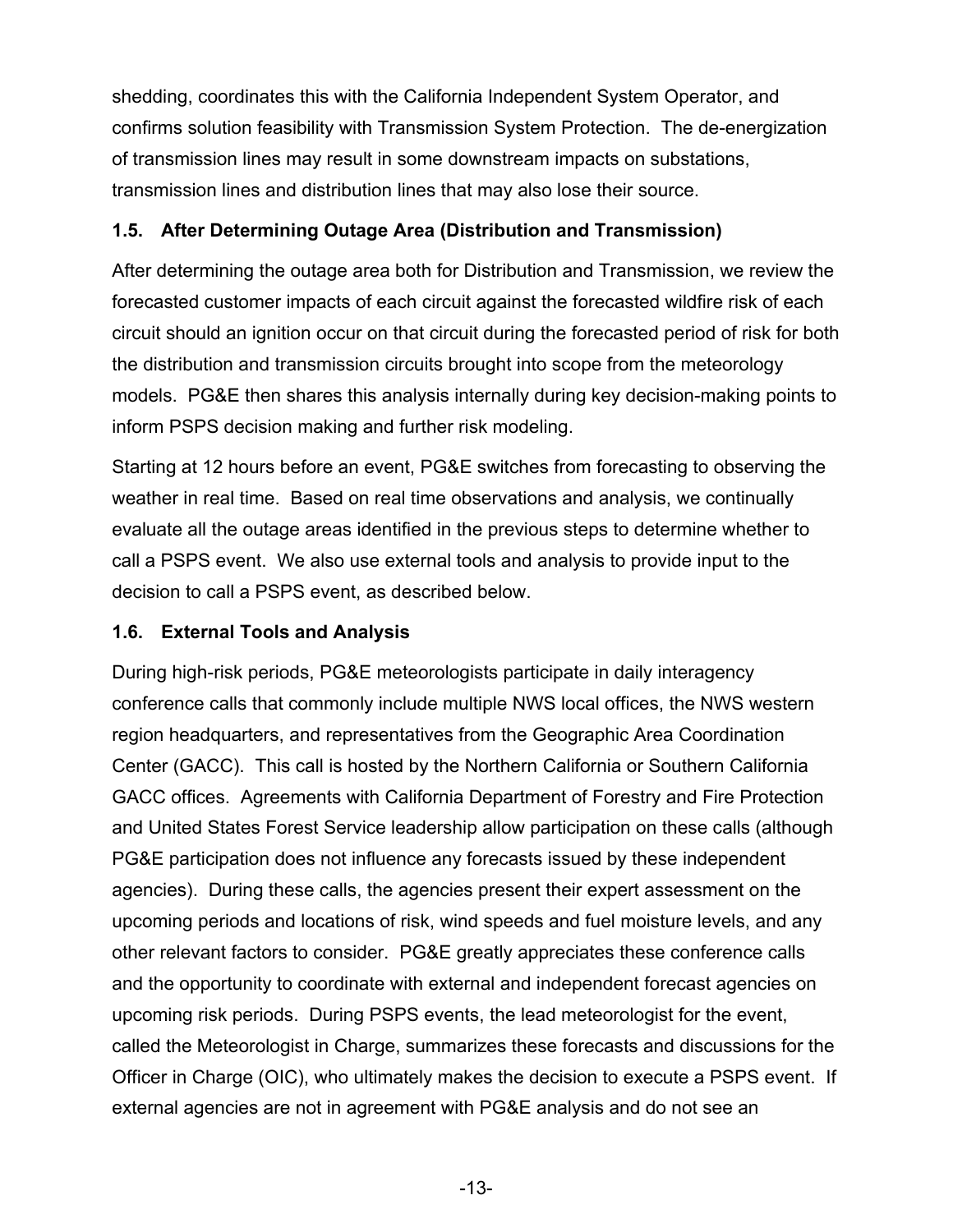shedding, coordinates this with the California Independent System Operator, and confirms solution feasibility with Transmission System Protection. The de-energization of transmission lines may result in some downstream impacts on substations, transmission lines and distribution lines that may also lose their source.

### 1.5. After Determining Outage Area (Distribution and Transmission)

After determining the outage area both for Distribution and Transmission, we review the forecasted customer impacts of each circuit against the forecasted wildfire risk of each circuit should an ignition occur on that circuit during the forecasted period of risk for both the distribution and transmission circuits brought into scope from the meteorology models. PG&E then shares this analysis internally during key decision-making points to inform PSPS decision making and further risk modeling.

Starting at 12 hours before an event, PG&E switches from forecasting to observing the weather in real time. Based on real time observations and analysis, we continually evaluate all the outage areas identified in the previous steps to determine whether to call a PSPS event. We also use external tools and analysis to provide input to the decision to call a PSPS event, as described below.

### 1.6. External Tools and Analysis

During high-risk periods, PG&E meteorologists participate in daily interagency conference calls that commonly include multiple NWS local offices, the NWS western region headquarters, and representatives from the Geographic Area Coordination Center (GACC). This call is hosted by the Northern California or Southern California GACC offices. Agreements with California Department of Forestry and Fire Protection and United States Forest Service leadership allow participation on these calls (although PG&E participation does not influence any forecasts issued by these independent agencies). During these calls, the agencies present their expert assessment on the upcoming periods and locations of risk, wind speeds and fuel moisture levels, and any other relevant factors to consider. PG&E greatly appreciates these conference calls and the opportunity to coordinate with external and independent forecast agencies on upcoming risk periods. During PSPS events, the lead meteorologist for the event, called the Meteorologist in Charge, summarizes these forecasts and discussions for the Officer in Charge (OIC), who ultimately makes the decision to execute a PSPS event. If external agencies are not in agreement with PG&E analysis and do not see an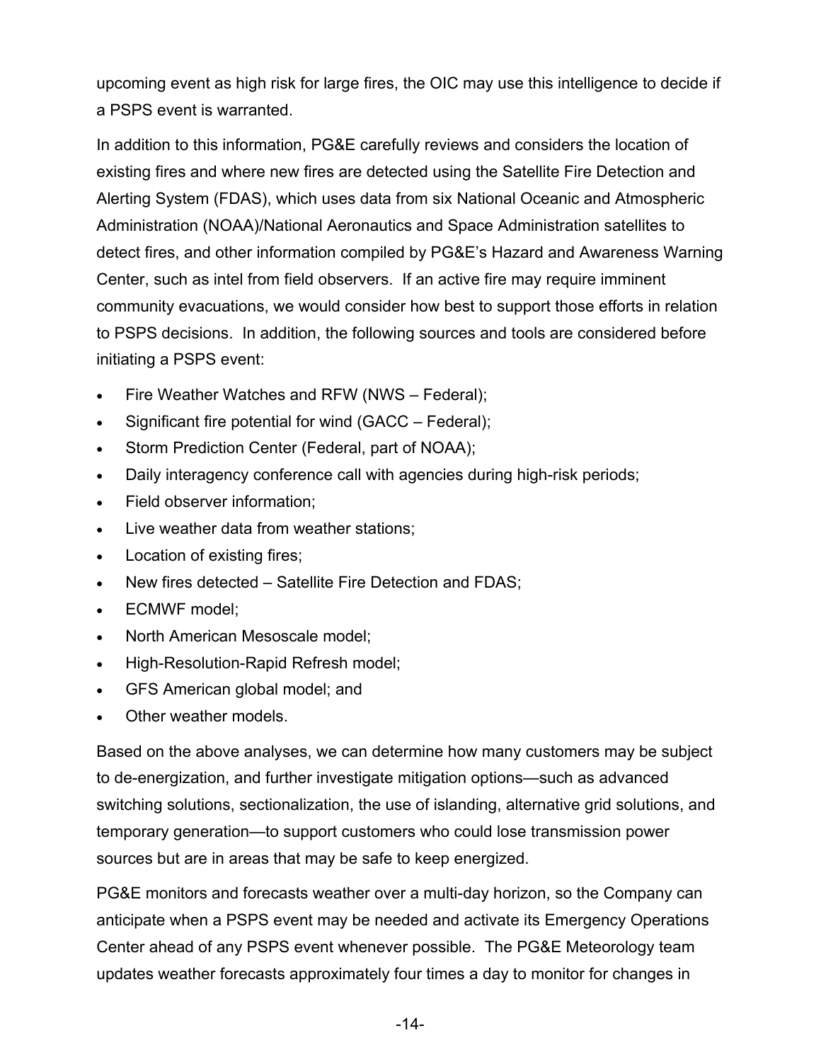upcoming event as high risk for large fires, the OIC may use this intelligence to decide if a PSPS event is warranted.

In addition to this information, PG&E carefully reviews and considers the location of existing fires and where new fires are detected using the Satellite Fire Detection and Alerting System (FDAS), which uses data from six National Oceanic and Atmospheric Administration (NOAA)/National Aeronautics and Space Administration satellites to detect fires, and other information compiled by PG&E's Hazard and Awareness Warning Center, such as intel from field observers. If an active fire may require imminent community evacuations, we would consider how best to support those efforts in relation to PSPS decisions. In addition, the following sources and tools are considered before initiating a PSPS event:

- Fire Weather Watches and RFW (NWS – Federal);
- Significant fire potential for wind (GACC – Federal);
- Storm Prediction Center (Federal, part of NOAA);
- Daily interagency conference call with agencies during high-risk periods;
- Field observer information;
- Live weather data from weather stations;
- Location of existing fires;
- New fires detected – Satellite Fire Detection and FDAS;
- ECMWF model;
- North American Mesoscale model;
- High-Resolution-Rapid Refresh model;
- GFS American global model; and
- Other weather models.

Based on the above analyses, we can determine how many customers may be subject to de-energization, and further investigate mitigation options—such as advanced switching solutions, sectionalization, the use of islanding, alternative grid solutions, and temporary generation—to support customers who could lose transmission power sources but are in areas that may be safe to keep energized.

PG&E monitors and forecasts weather over a multi-day horizon, so the Company can anticipate when a PSPS event may be needed and activate its Emergency Operations Center ahead of any PSPS event whenever possible. The PG&E Meteorology team updates weather forecasts approximately four times a day to monitor for changes in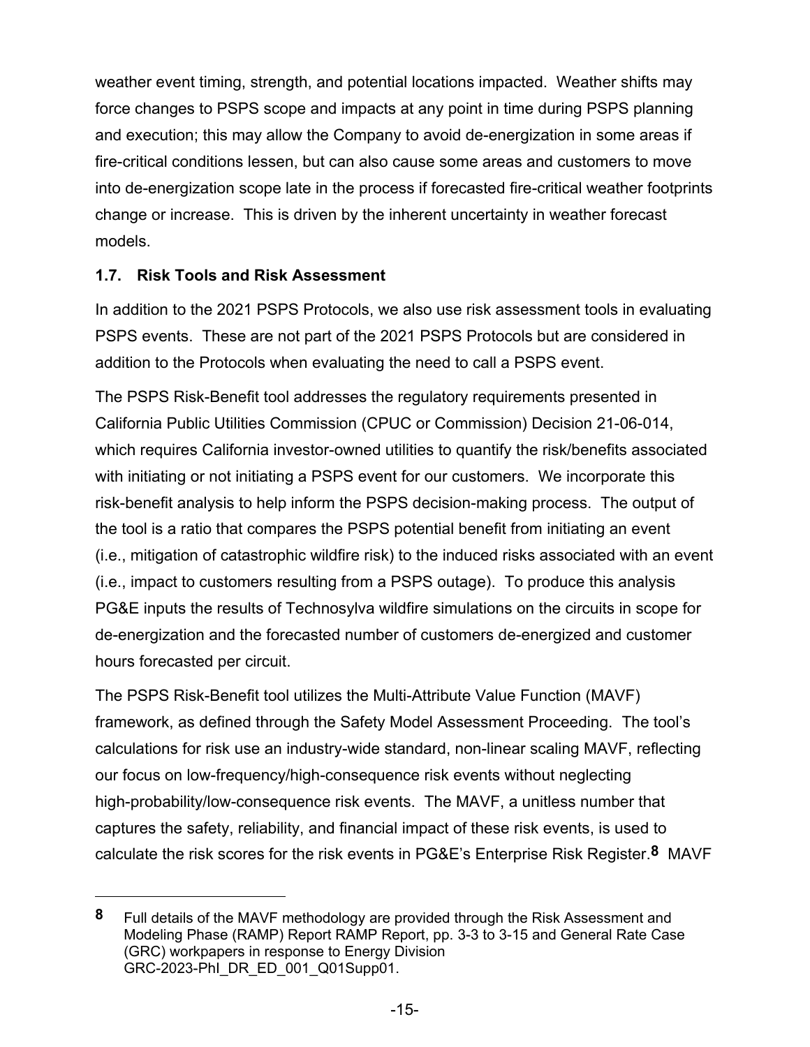weather event timing, strength, and potential locations impacted. Weather shifts may force changes to PSPS scope and impacts at any point in time during PSPS planning and execution; this may allow the Company to avoid de-energization in some areas if fire-critical conditions lessen, but can also cause some areas and customers to move into de-energization scope late in the process if forecasted fire-critical weather footprints change or increase. This is driven by the inherent uncertainty in weather forecast models.

### 1.7. Risk Tools and Risk Assessment

In addition to the 2021 PSPS Protocols, we also use risk assessment tools in evaluating PSPS events. These are not part of the 2021 PSPS Protocols but are considered in addition to the Protocols when evaluating the need to call a PSPS event.

The PSPS Risk-Benefit tool addresses the regulatory requirements presented in California Public Utilities Commission (CPUC or Commission) Decision 21-06-014, which requires California investor-owned utilities to quantify the risk/benefits associated with initiating or not initiating a PSPS event for our customers. We incorporate this risk-benefit analysis to help inform the PSPS decision-making process. The output of the tool is a ratio that compares the PSPS potential benefit from initiating an event (i.e., mitigation of catastrophic wildfire risk) to the induced risks associated with an event (i.e., impact to customers resulting from a PSPS outage). To produce this analysis PG&E inputs the results of Technosylva wildfire simulations on the circuits in scope for de-energization and the forecasted number of customers de-energized and customer hours forecasted per circuit.

The PSPS Risk-Benefit tool utilizes the Multi-Attribute Value Function (MAVF) framework, as defined through the Safety Model Assessment Proceeding. The tool's calculations for risk use an industry-wide standard, non-linear scaling MAVF, reflecting our focus on low-frequency/high-consequence risk events without neglecting high-probability/low-consequence risk events. The MAVF, a unitless number that captures the safety, reliability, and financial impact of these risk events, is used to calculate the risk scores for the risk events in PG&E's Enterprise Risk Register.[8] MAVF

---

[8] Full details of the MAVF methodology are provided through the Risk Assessment and Modeling Phase (RAMP) Report RAMP Report, pp. 3-3 to 3-15 and General Rate Case (GRC) workpapers in response to Energy Division GRC-2023-PhI_DR_ED_001_Q01Supp01.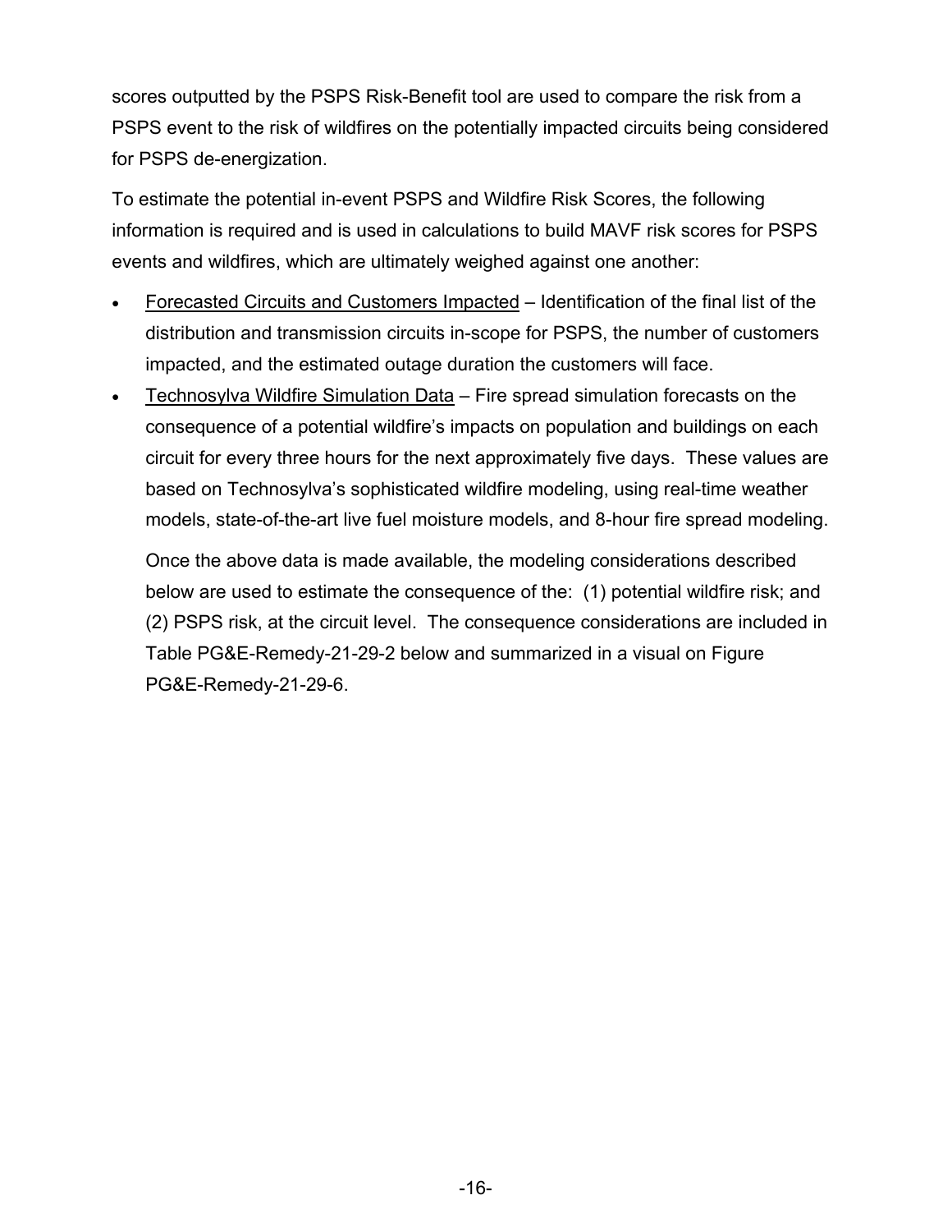scores outputted by the PSPS Risk-Benefit tool are used to compare the risk from a PSPS event to the risk of wildfires on the potentially impacted circuits being considered for PSPS de-energization.

To estimate the potential in-event PSPS and Wildfire Risk Scores, the following information is required and is used in calculations to build MAVF risk scores for PSPS events and wildfires, which are ultimately weighed against one another:

- <u>Forecasted Circuits and Customers Impacted</u> – Identification of the final list of the distribution and transmission circuits in-scope for PSPS, the number of customers impacted, and the estimated outage duration the customers will face.
- <u>Technosylva Wildfire Simulation Data</u> – Fire spread simulation forecasts on the consequence of a potential wildfire's impacts on population and buildings on each circuit for every three hours for the next approximately five days. These values are based on Technosylva's sophisticated wildfire modeling, using real-time weather models, state-of-the-art live fuel moisture models, and 8-hour fire spread modeling.

  Once the above data is made available, the modeling considerations described below are used to estimate the consequence of the: (1) potential wildfire risk; and (2) PSPS risk, at the circuit level. The consequence considerations are included in Table PG&E-Remedy-21-29-2 below and summarized in a visual on Figure PG&E-Remedy-21-29-6.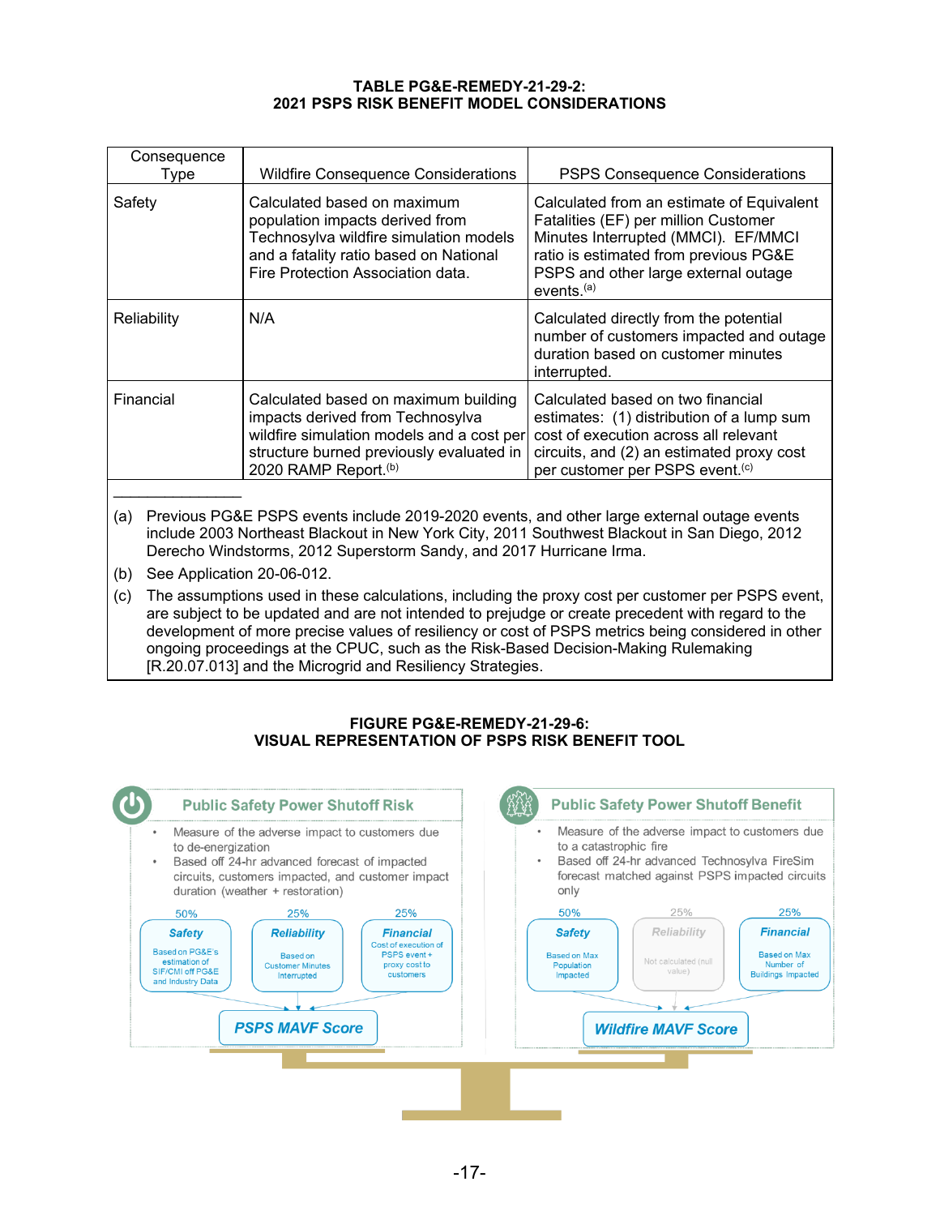**TABLE PG&E-REMEDY-21-29-2:**
**2021 PSPS RISK BENEFIT MODEL CONSIDERATIONS**

| Consequence Type | Wildfire Consequence Considerations | PSPS Consequence Considerations |
|---|---|---|
| Safety | Calculated based on maximum population impacts derived from Technosylva wildfire simulation models and a fatality ratio based on National Fire Protection Association data. | Calculated from an estimate of Equivalent Fatalities (EF) per million Customer Minutes Interrupted (MMCI). EF/MMCI ratio is estimated from previous PG&E PSPS and other large external outage events.[(a)] |
| Reliability | N/A | Calculated directly from the potential number of customers impacted and outage duration based on customer minutes interrupted. |
| Financial | Calculated based on maximum building impacts derived from Technosylva wildfire simulation models and a cost per structure burned previously evaluated in 2020 RAMP Report.[(b)] | Calculated based on two financial estimates: (1) distribution of a lump sum cost of execution across all relevant circuits, and (2) an estimated proxy cost per customer per PSPS event.[(c)] |

(a) Previous PG&E PSPS events include 2019-2020 events, and other large external outage events include 2003 Northeast Blackout in New York City, 2011 Southwest Blackout in San Diego, 2012 Derecho Windstorms, 2012 Superstorm Sandy, and 2017 Hurricane Irma.

(b) See Application 20-06-012.

(c) The assumptions used in these calculations, including the proxy cost per customer per PSPS event, are subject to be updated and are not intended to prejudge or create precedent with regard to the development of more precise values of resiliency or cost of PSPS metrics being considered in other ongoing proceedings at the CPUC, such as the Risk-Based Decision-Making Rulemaking [R.20.07.013] and the Microgrid and Resiliency Strategies.

**FIGURE PG&E-REMEDY-21-29-6:**
**VISUAL REPRESENTATION OF PSPS RISK BENEFIT TOOL**

**Public Safety Power Shutoff Risk**

- Measure of the adverse impact to customers due to de-energization
- Based off 24-hr advanced forecast of impacted circuits, customers impacted, and customer impact duration (weather + restoration)

50% **Safety** – Based on PG&E's estimation of SIF/CMI off PG&E and Industry Data

25% **Reliability** – Based on Customer Minutes Interrupted

25% **Financial** – Cost of execution of PSPS event + proxy cost to customers

**PSPS MAVF Score**

**Public Safety Power Shutoff Benefit**

- Measure of the adverse impact to customers due to a catastrophic fire
- Based off 24-hr advanced Technosylva FireSim forecast matched against PSPS impacted circuits only

50% **Safety** – Based on Max Population Impacted

25% **Reliability** – Not calculated (null value)

25% **Financial** – Based on Max Number of Buildings Impacted

**Wildfire MAVF Score**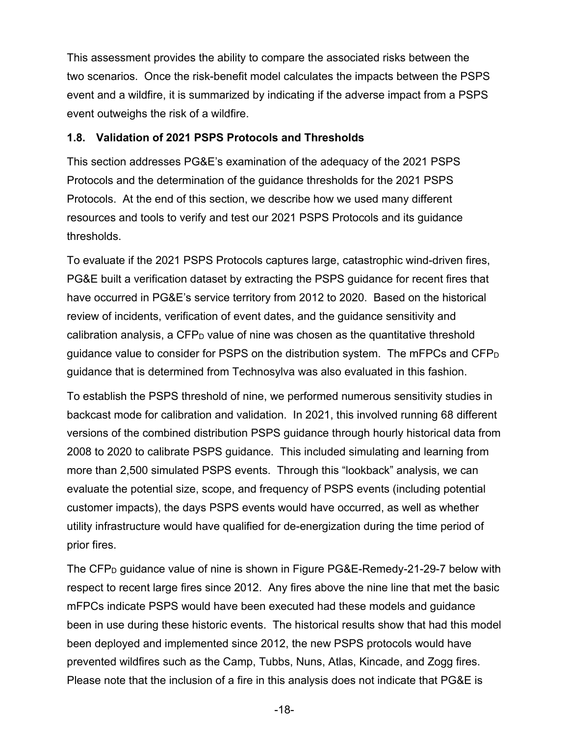This assessment provides the ability to compare the associated risks between the two scenarios. Once the risk-benefit model calculates the impacts between the PSPS event and a wildfire, it is summarized by indicating if the adverse impact from a PSPS event outweighs the risk of a wildfire.

### 1.8. Validation of 2021 PSPS Protocols and Thresholds

This section addresses PG&E's examination of the adequacy of the 2021 PSPS Protocols and the determination of the guidance thresholds for the 2021 PSPS Protocols. At the end of this section, we describe how we used many different resources and tools to verify and test our 2021 PSPS Protocols and its guidance thresholds.

To evaluate if the 2021 PSPS Protocols captures large, catastrophic wind-driven fires, PG&E built a verification dataset by extracting the PSPS guidance for recent fires that have occurred in PG&E's service territory from 2012 to 2020. Based on the historical review of incidents, verification of event dates, and the guidance sensitivity and calibration analysis, a $CFP_D$ value of nine was chosen as the quantitative threshold guidance value to consider for PSPS on the distribution system. The mFPCs and $CFP_D$ guidance that is determined from Technosylva was also evaluated in this fashion.

To establish the PSPS threshold of nine, we performed numerous sensitivity studies in backcast mode for calibration and validation. In 2021, this involved running 68 different versions of the combined distribution PSPS guidance through hourly historical data from 2008 to 2020 to calibrate PSPS guidance. This included simulating and learning from more than 2,500 simulated PSPS events. Through this "lookback" analysis, we can evaluate the potential size, scope, and frequency of PSPS events (including potential customer impacts), the days PSPS events would have occurred, as well as whether utility infrastructure would have qualified for de-energization during the time period of prior fires.

The $CFP_D$ guidance value of nine is shown in Figure PG&E-Remedy-21-29-7 below with respect to recent large fires since 2012. Any fires above the nine line that met the basic mFPCs indicate PSPS would have been executed had these models and guidance been in use during these historic events. The historical results show that had this model been deployed and implemented since 2012, the new PSPS protocols would have prevented wildfires such as the Camp, Tubbs, Nuns, Atlas, Kincade, and Zogg fires. Please note that the inclusion of a fire in this analysis does not indicate that PG&E is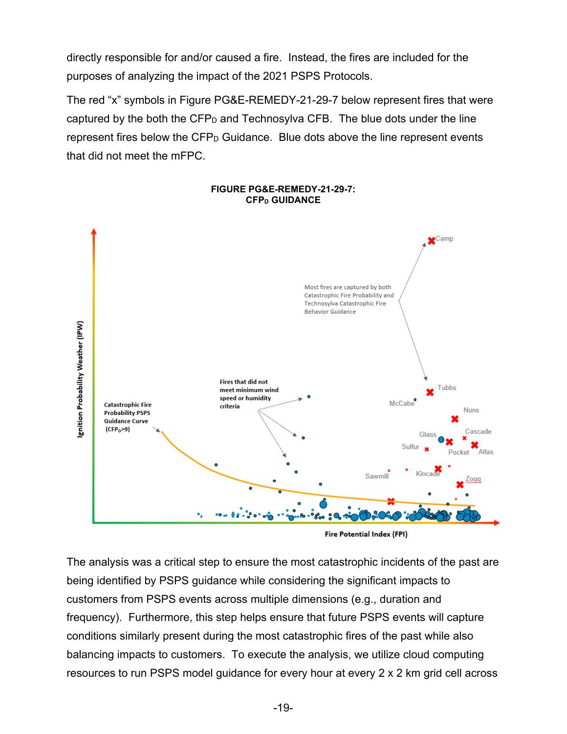directly responsible for and/or caused a fire. Instead, the fires are included for the purposes of analyzing the impact of the 2021 PSPS Protocols.

The red "x" symbols in Figure PG&E-REMEDY-21-29-7 below represent fires that were captured by the both the $CFP_D$ and Technosylva CFB. The blue dots under the line represent fires below the $CFP_D$ Guidance. Blue dots above the line represent events that did not meet the mFPC.

**FIGURE PG&E-REMEDY-21-29-7:**
**$CFP_D$ GUIDANCE**

The analysis was a critical step to ensure the most catastrophic incidents of the past are being identified by PSPS guidance while considering the significant impacts to customers from PSPS events across multiple dimensions (e.g., duration and frequency). Furthermore, this step helps ensure that future PSPS events will capture conditions similarly present during the most catastrophic fires of the past while also balancing impacts to customers. To execute the analysis, we utilize cloud computing resources to run PSPS model guidance for every hour at every 2 x 2 km grid cell across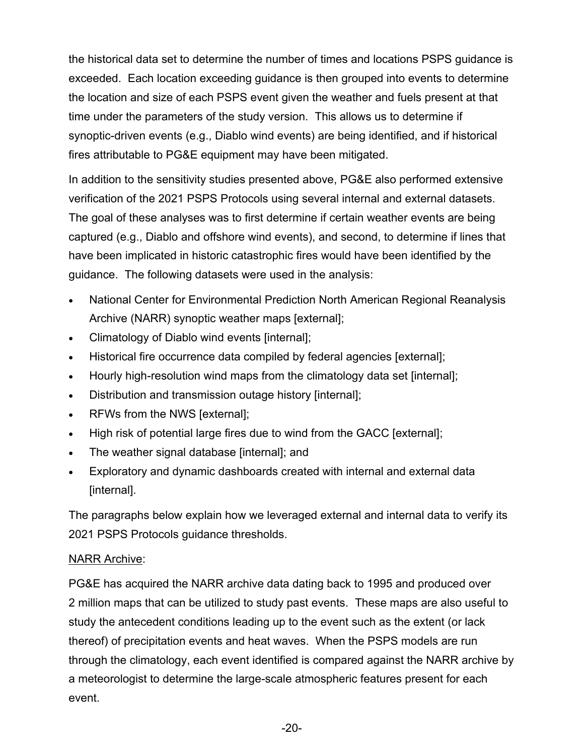the historical data set to determine the number of times and locations PSPS guidance is exceeded. Each location exceeding guidance is then grouped into events to determine the location and size of each PSPS event given the weather and fuels present at that time under the parameters of the study version. This allows us to determine if synoptic-driven events (e.g., Diablo wind events) are being identified, and if historical fires attributable to PG&E equipment may have been mitigated.

In addition to the sensitivity studies presented above, PG&E also performed extensive verification of the 2021 PSPS Protocols using several internal and external datasets. The goal of these analyses was to first determine if certain weather events are being captured (e.g., Diablo and offshore wind events), and second, to determine if lines that have been implicated in historic catastrophic fires would have been identified by the guidance. The following datasets were used in the analysis:

- National Center for Environmental Prediction North American Regional Reanalysis Archive (NARR) synoptic weather maps [external];
- Climatology of Diablo wind events [internal];
- Historical fire occurrence data compiled by federal agencies [external];
- Hourly high-resolution wind maps from the climatology data set [internal];
- Distribution and transmission outage history [internal];
- RFWs from the NWS [external];
- High risk of potential large fires due to wind from the GACC [external];
- The weather signal database [internal]; and
- Exploratory and dynamic dashboards created with internal and external data [internal].

The paragraphs below explain how we leveraged external and internal data to verify its 2021 PSPS Protocols guidance thresholds.

<u>NARR Archive</u>:

PG&E has acquired the NARR archive data dating back to 1995 and produced over 2 million maps that can be utilized to study past events. These maps are also useful to study the antecedent conditions leading up to the event such as the extent (or lack thereof) of precipitation events and heat waves. When the PSPS models are run through the climatology, each event identified is compared against the NARR archive by a meteorologist to determine the large-scale atmospheric features present for each event.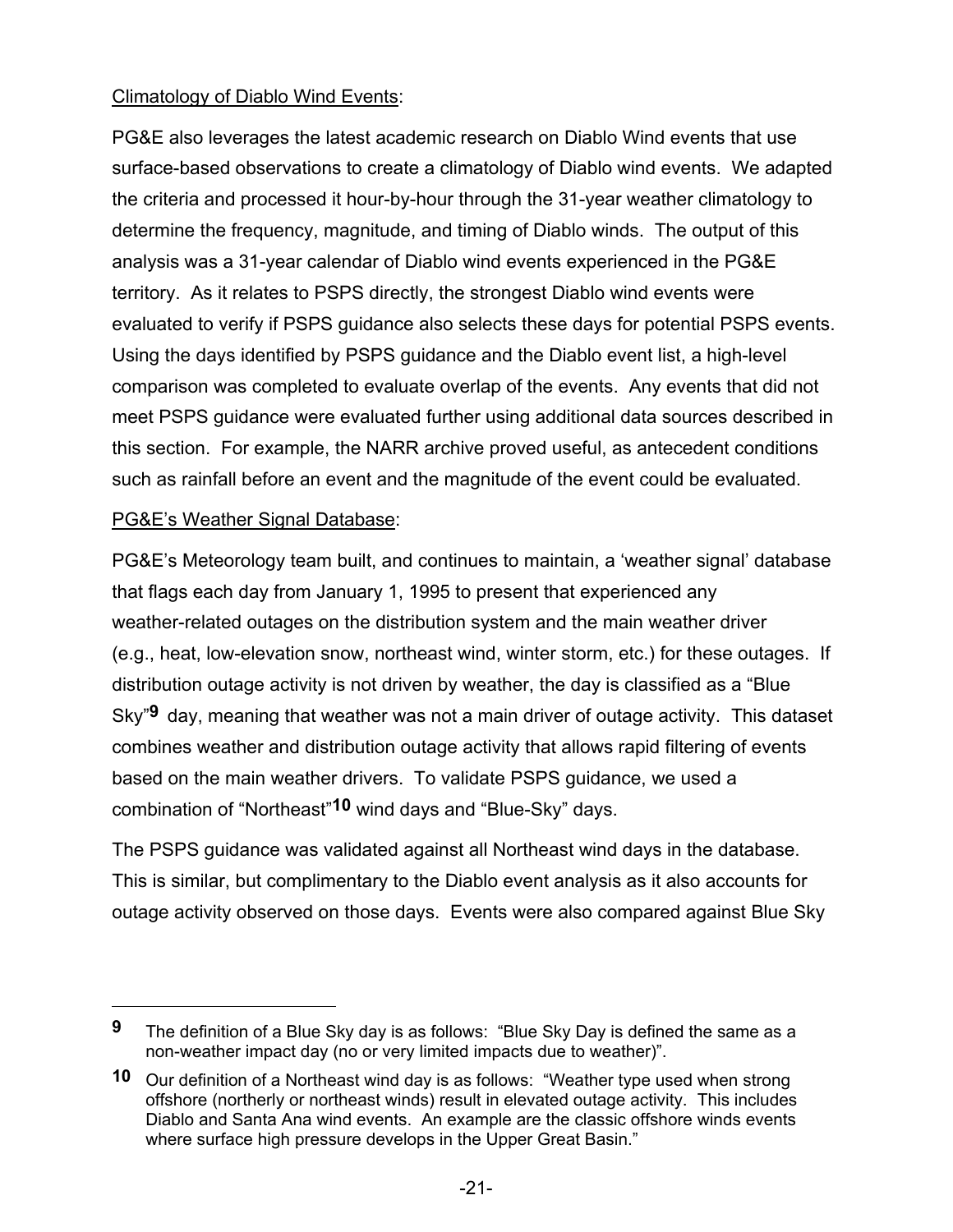Climatology of Diablo Wind Events:

PG&E also leverages the latest academic research on Diablo Wind events that use surface-based observations to create a climatology of Diablo wind events. We adapted the criteria and processed it hour-by-hour through the 31-year weather climatology to determine the frequency, magnitude, and timing of Diablo winds. The output of this analysis was a 31-year calendar of Diablo wind events experienced in the PG&E territory. As it relates to PSPS directly, the strongest Diablo wind events were evaluated to verify if PSPS guidance also selects these days for potential PSPS events. Using the days identified by PSPS guidance and the Diablo event list, a high-level comparison was completed to evaluate overlap of the events. Any events that did not meet PSPS guidance were evaluated further using additional data sources described in this section. For example, the NARR archive proved useful, as antecedent conditions such as rainfall before an event and the magnitude of the event could be evaluated.

PG&E's Weather Signal Database:

PG&E's Meteorology team built, and continues to maintain, a 'weather signal' database that flags each day from January 1, 1995 to present that experienced any weather-related outages on the distribution system and the main weather driver (e.g., heat, low-elevation snow, northeast wind, winter storm, etc.) for these outages. If distribution outage activity is not driven by weather, the day is classified as a "Blue Sky"[9] day, meaning that weather was not a main driver of outage activity. This dataset combines weather and distribution outage activity that allows rapid filtering of events based on the main weather drivers. To validate PSPS guidance, we used a combination of "Northeast"[10] wind days and "Blue-Sky" days.

The PSPS guidance was validated against all Northeast wind days in the database. This is similar, but complimentary to the Diablo event analysis as it also accounts for outage activity observed on those days. Events were also compared against Blue Sky

---

[9] The definition of a Blue Sky day is as follows: "Blue Sky Day is defined the same as a non-weather impact day (no or very limited impacts due to weather)".

[10] Our definition of a Northeast wind day is as follows: "Weather type used when strong offshore (northerly or northeast winds) result in elevated outage activity. This includes Diablo and Santa Ana wind events. An example are the classic offshore winds events where surface high pressure develops in the Upper Great Basin."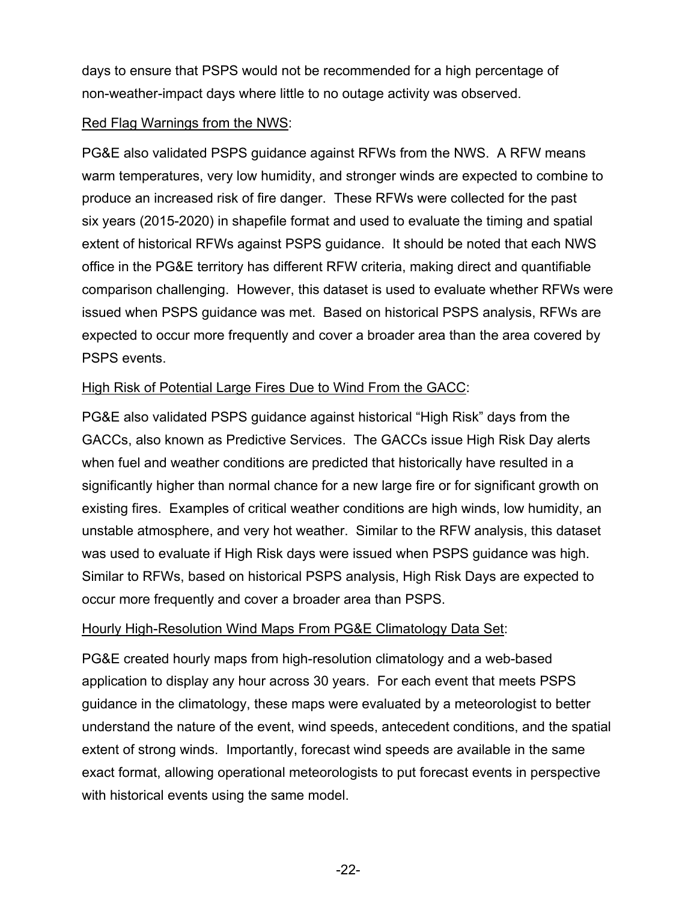days to ensure that PSPS would not be recommended for a high percentage of non-weather-impact days where little to no outage activity was observed.

Red Flag Warnings from the NWS:

PG&E also validated PSPS guidance against RFWs from the NWS. A RFW means warm temperatures, very low humidity, and stronger winds are expected to combine to produce an increased risk of fire danger. These RFWs were collected for the past six years (2015-2020) in shapefile format and used to evaluate the timing and spatial extent of historical RFWs against PSPS guidance. It should be noted that each NWS office in the PG&E territory has different RFW criteria, making direct and quantifiable comparison challenging. However, this dataset is used to evaluate whether RFWs were issued when PSPS guidance was met. Based on historical PSPS analysis, RFWs are expected to occur more frequently and cover a broader area than the area covered by PSPS events.

High Risk of Potential Large Fires Due to Wind From the GACC:

PG&E also validated PSPS guidance against historical "High Risk" days from the GACCs, also known as Predictive Services. The GACCs issue High Risk Day alerts when fuel and weather conditions are predicted that historically have resulted in a significantly higher than normal chance for a new large fire or for significant growth on existing fires. Examples of critical weather conditions are high winds, low humidity, an unstable atmosphere, and very hot weather. Similar to the RFW analysis, this dataset was used to evaluate if High Risk days were issued when PSPS guidance was high. Similar to RFWs, based on historical PSPS analysis, High Risk Days are expected to occur more frequently and cover a broader area than PSPS.

Hourly High-Resolution Wind Maps From PG&E Climatology Data Set:

PG&E created hourly maps from high-resolution climatology and a web-based application to display any hour across 30 years. For each event that meets PSPS guidance in the climatology, these maps were evaluated by a meteorologist to better understand the nature of the event, wind speeds, antecedent conditions, and the spatial extent of strong winds. Importantly, forecast wind speeds are available in the same exact format, allowing operational meteorologists to put forecast events in perspective with historical events using the same model.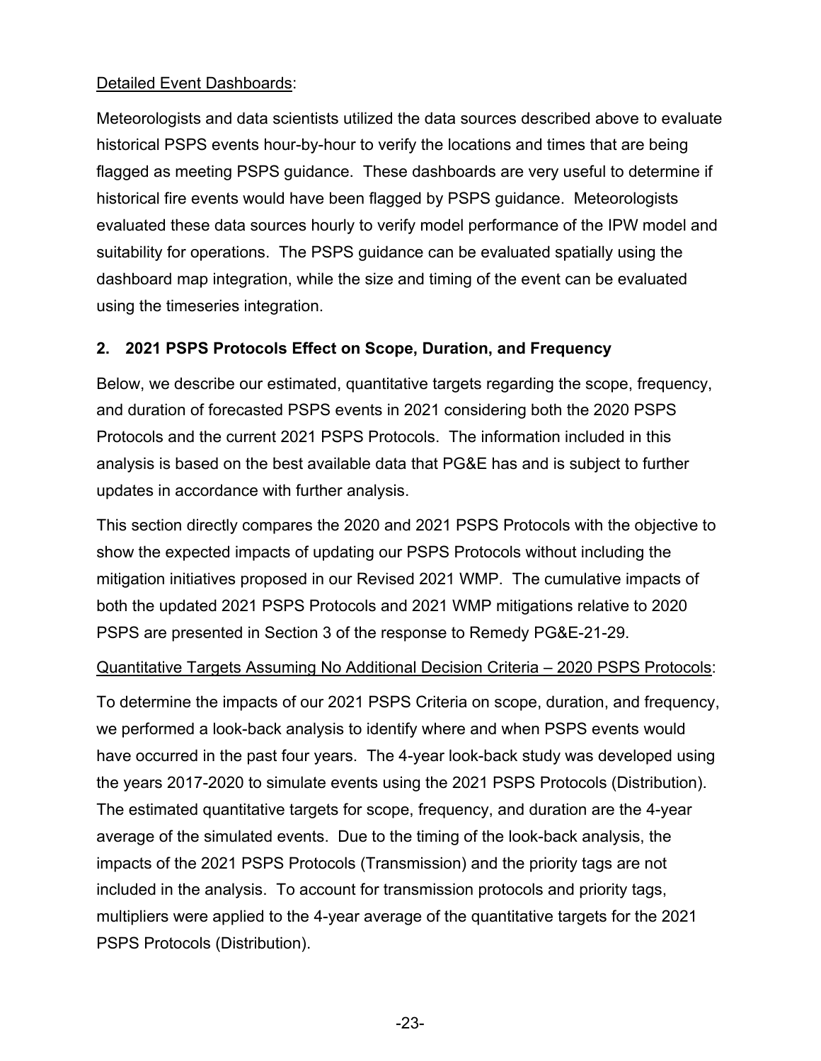Detailed Event Dashboards:

Meteorologists and data scientists utilized the data sources described above to evaluate historical PSPS events hour-by-hour to verify the locations and times that are being flagged as meeting PSPS guidance. These dashboards are very useful to determine if historical fire events would have been flagged by PSPS guidance. Meteorologists evaluated these data sources hourly to verify model performance of the IPW model and suitability for operations. The PSPS guidance can be evaluated spatially using the dashboard map integration, while the size and timing of the event can be evaluated using the timeseries integration.

## 2. 2021 PSPS Protocols Effect on Scope, Duration, and Frequency

Below, we describe our estimated, quantitative targets regarding the scope, frequency, and duration of forecasted PSPS events in 2021 considering both the 2020 PSPS Protocols and the current 2021 PSPS Protocols. The information included in this analysis is based on the best available data that PG&E has and is subject to further updates in accordance with further analysis.

This section directly compares the 2020 and 2021 PSPS Protocols with the objective to show the expected impacts of updating our PSPS Protocols without including the mitigation initiatives proposed in our Revised 2021 WMP. The cumulative impacts of both the updated 2021 PSPS Protocols and 2021 WMP mitigations relative to 2020 PSPS are presented in Section 3 of the response to Remedy PG&E-21-29.

Quantitative Targets Assuming No Additional Decision Criteria – 2020 PSPS Protocols:

To determine the impacts of our 2021 PSPS Criteria on scope, duration, and frequency, we performed a look-back analysis to identify where and when PSPS events would have occurred in the past four years. The 4-year look-back study was developed using the years 2017-2020 to simulate events using the 2021 PSPS Protocols (Distribution). The estimated quantitative targets for scope, frequency, and duration are the 4-year average of the simulated events. Due to the timing of the look-back analysis, the impacts of the 2021 PSPS Protocols (Transmission) and the priority tags are not included in the analysis. To account for transmission protocols and priority tags, multipliers were applied to the 4-year average of the quantitative targets for the 2021 PSPS Protocols (Distribution).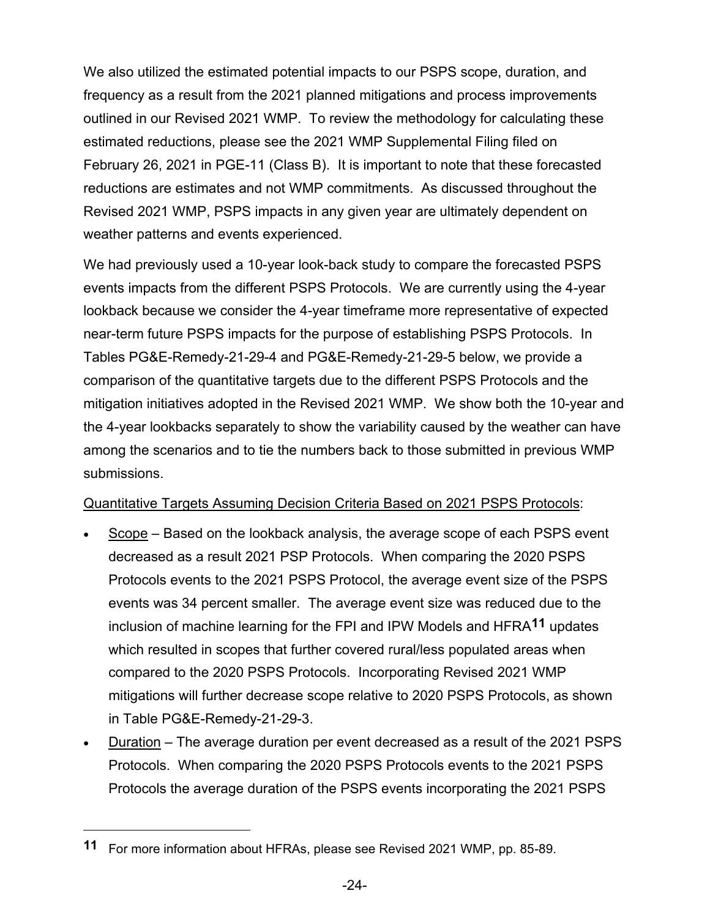We also utilized the estimated potential impacts to our PSPS scope, duration, and frequency as a result from the 2021 planned mitigations and process improvements outlined in our Revised 2021 WMP. To review the methodology for calculating these estimated reductions, please see the 2021 WMP Supplemental Filing filed on February 26, 2021 in PGE-11 (Class B). It is important to note that these forecasted reductions are estimates and not WMP commitments. As discussed throughout the Revised 2021 WMP, PSPS impacts in any given year are ultimately dependent on weather patterns and events experienced.

We had previously used a 10-year look-back study to compare the forecasted PSPS events impacts from the different PSPS Protocols. We are currently using the 4-year lookback because we consider the 4-year timeframe more representative of expected near-term future PSPS impacts for the purpose of establishing PSPS Protocols. In Tables PG&E-Remedy-21-29-4 and PG&E-Remedy-21-29-5 below, we provide a comparison of the quantitative targets due to the different PSPS Protocols and the mitigation initiatives adopted in the Revised 2021 WMP. We show both the 10-year and the 4-year lookbacks separately to show the variability caused by the weather can have among the scenarios and to tie the numbers back to those submitted in previous WMP submissions.

<u>Quantitative Targets Assuming Decision Criteria Based on 2021 PSPS Protocols</u>:

- <u>Scope</u> – Based on the lookback analysis, the average scope of each PSPS event decreased as a result 2021 PSP Protocols. When comparing the 2020 PSPS Protocols events to the 2021 PSPS Protocol, the average event size of the PSPS events was 34 percent smaller. The average event size was reduced due to the inclusion of machine learning for the FPI and IPW Models and HFRA[11] updates which resulted in scopes that further covered rural/less populated areas when compared to the 2020 PSPS Protocols. Incorporating Revised 2021 WMP mitigations will further decrease scope relative to 2020 PSPS Protocols, as shown in Table PG&E-Remedy-21-29-3.
- <u>Duration</u> – The average duration per event decreased as a result of the 2021 PSPS Protocols. When comparing the 2020 PSPS Protocols events to the 2021 PSPS Protocols the average duration of the PSPS events incorporating the 2021 PSPS

---

[11] For more information about HFRAs, please see Revised 2021 WMP, pp. 85-89.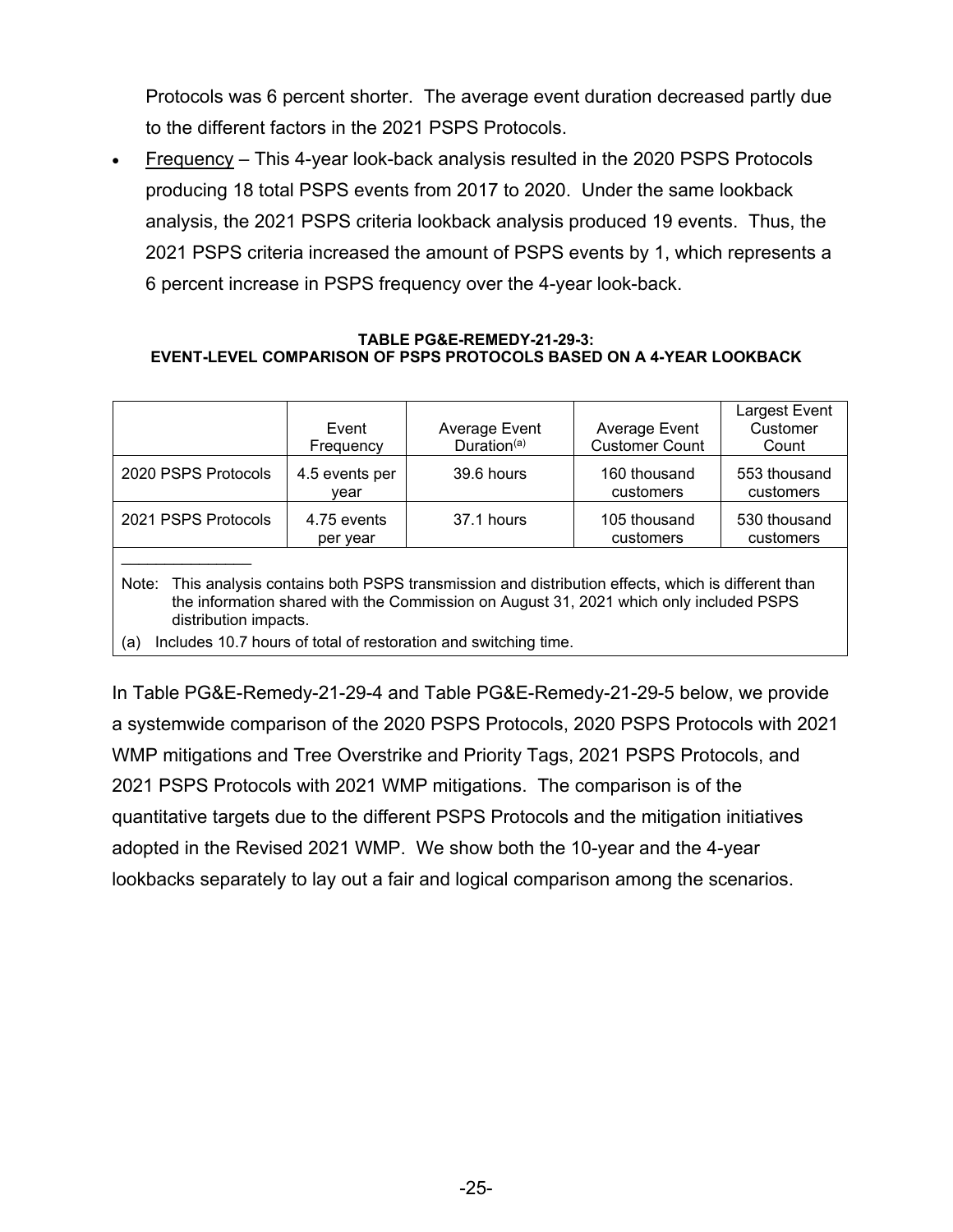Protocols was 6 percent shorter. The average event duration decreased partly due to the different factors in the 2021 PSPS Protocols.

- Frequency – This 4-year look-back analysis resulted in the 2020 PSPS Protocols producing 18 total PSPS events from 2017 to 2020. Under the same lookback analysis, the 2021 PSPS criteria lookback analysis produced 19 events. Thus, the 2021 PSPS criteria increased the amount of PSPS events by 1, which represents a 6 percent increase in PSPS frequency over the 4-year look-back.

**TABLE PG&E-REMEDY-21-29-3:**
**EVENT-LEVEL COMPARISON OF PSPS PROTOCOLS BASED ON A 4-YEAR LOOKBACK**

| | Event Frequency | Average Event Duration[(a)] | Average Event Customer Count | Largest Event Customer Count |
|---|---|---|---|---|
| 2020 PSPS Protocols | 4.5 events per year | 39.6 hours | 160 thousand customers | 553 thousand customers |
| 2021 PSPS Protocols | 4.75 events per year | 37.1 hours | 105 thousand customers | 530 thousand customers |

Note: This analysis contains both PSPS transmission and distribution effects, which is different than the information shared with the Commission on August 31, 2021 which only included PSPS distribution impacts.

(a) Includes 10.7 hours of total of restoration and switching time.

In Table PG&E-Remedy-21-29-4 and Table PG&E-Remedy-21-29-5 below, we provide a systemwide comparison of the 2020 PSPS Protocols, 2020 PSPS Protocols with 2021 WMP mitigations and Tree Overstrike and Priority Tags, 2021 PSPS Protocols, and 2021 PSPS Protocols with 2021 WMP mitigations. The comparison is of the quantitative targets due to the different PSPS Protocols and the mitigation initiatives adopted in the Revised 2021 WMP. We show both the 10-year and the 4-year lookbacks separately to lay out a fair and logical comparison among the scenarios.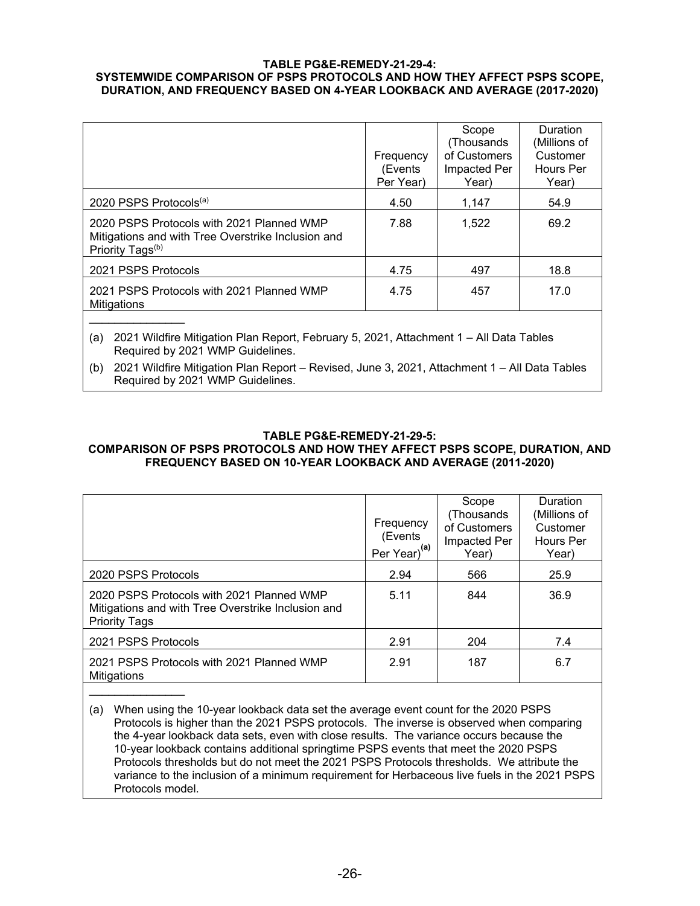**TABLE PG&E-REMEDY-21-29-4:**
**SYSTEMWIDE COMPARISON OF PSPS PROTOCOLS AND HOW THEY AFFECT PSPS SCOPE, DURATION, AND FREQUENCY BASED ON 4-YEAR LOOKBACK AND AVERAGE (2017-2020)**

| | Frequency (Events Per Year) | Scope (Thousands of Customers Impacted Per Year) | Duration (Millions of Customer Hours Per Year) |
|---|---|---|---|
| 2020 PSPS Protocols[(a)] | 4.50 | 1,147 | 54.9 |
| 2020 PSPS Protocols with 2021 Planned WMP Mitigations and with Tree Overstrike Inclusion and Priority Tags[(b)] | 7.88 | 1,522 | 69.2 |
| 2021 PSPS Protocols | 4.75 | 497 | 18.8 |
| 2021 PSPS Protocols with 2021 Planned WMP Mitigations | 4.75 | 457 | 17.0 |

(a) 2021 Wildfire Mitigation Plan Report, February 5, 2021, Attachment 1 – All Data Tables Required by 2021 WMP Guidelines.

(b) 2021 Wildfire Mitigation Plan Report – Revised, June 3, 2021, Attachment 1 – All Data Tables Required by 2021 WMP Guidelines.

**TABLE PG&E-REMEDY-21-29-5:**
**COMPARISON OF PSPS PROTOCOLS AND HOW THEY AFFECT PSPS SCOPE, DURATION, AND FREQUENCY BASED ON 10-YEAR LOOKBACK AND AVERAGE (2011-2020)**

| | Frequency (Events Per Year)[(a)] | Scope (Thousands of Customers Impacted Per Year) | Duration (Millions of Customer Hours Per Year) |
|---|---|---|---|
| 2020 PSPS Protocols | 2.94 | 566 | 25.9 |
| 2020 PSPS Protocols with 2021 Planned WMP Mitigations and with Tree Overstrike Inclusion and Priority Tags | 5.11 | 844 | 36.9 |
| 2021 PSPS Protocols | 2.91 | 204 | 7.4 |
| 2021 PSPS Protocols with 2021 Planned WMP Mitigations | 2.91 | 187 | 6.7 |

(a) When using the 10-year lookback data set the average event count for the 2020 PSPS Protocols is higher than the 2021 PSPS protocols. The inverse is observed when comparing the 4-year lookback data sets, even with close results. The variance occurs because the 10-year lookback contains additional springtime PSPS events that meet the 2020 PSPS Protocols thresholds but do not meet the 2021 PSPS Protocols thresholds. We attribute the variance to the inclusion of a minimum requirement for Herbaceous live fuels in the 2021 PSPS Protocols model.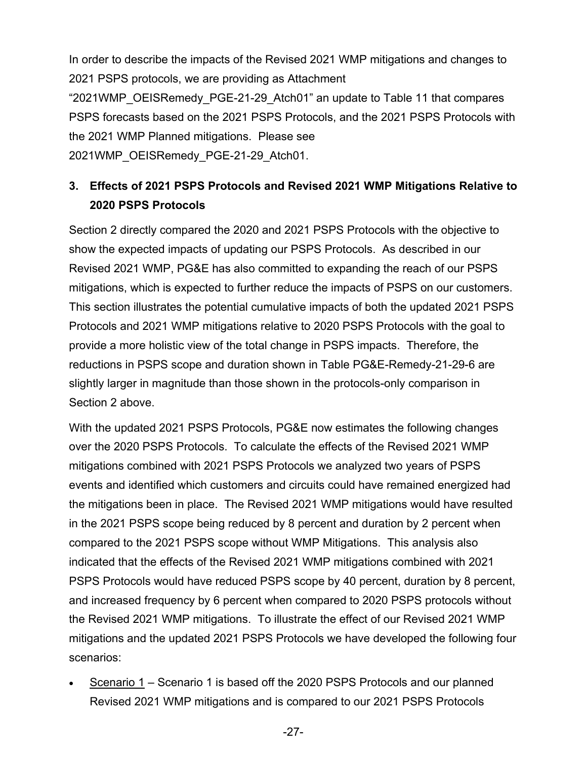In order to describe the impacts of the Revised 2021 WMP mitigations and changes to 2021 PSPS protocols, we are providing as Attachment "2021WMP_OEISRemedy_PGE-21-29_Atch01" an update to Table 11 that compares PSPS forecasts based on the 2021 PSPS Protocols, and the 2021 PSPS Protocols with the 2021 WMP Planned mitigations. Please see 2021WMP_OEISRemedy_PGE-21-29_Atch01.

### 3. Effects of 2021 PSPS Protocols and Revised 2021 WMP Mitigations Relative to 2020 PSPS Protocols

Section 2 directly compared the 2020 and 2021 PSPS Protocols with the objective to show the expected impacts of updating our PSPS Protocols. As described in our Revised 2021 WMP, PG&E has also committed to expanding the reach of our PSPS mitigations, which is expected to further reduce the impacts of PSPS on our customers. This section illustrates the potential cumulative impacts of both the updated 2021 PSPS Protocols and 2021 WMP mitigations relative to 2020 PSPS Protocols with the goal to provide a more holistic view of the total change in PSPS impacts. Therefore, the reductions in PSPS scope and duration shown in Table PG&E-Remedy-21-29-6 are slightly larger in magnitude than those shown in the protocols-only comparison in Section 2 above.

With the updated 2021 PSPS Protocols, PG&E now estimates the following changes over the 2020 PSPS Protocols. To calculate the effects of the Revised 2021 WMP mitigations combined with 2021 PSPS Protocols we analyzed two years of PSPS events and identified which customers and circuits could have remained energized had the mitigations been in place. The Revised 2021 WMP mitigations would have resulted in the 2021 PSPS scope being reduced by 8 percent and duration by 2 percent when compared to the 2021 PSPS scope without WMP Mitigations. This analysis also indicated that the effects of the Revised 2021 WMP mitigations combined with 2021 PSPS Protocols would have reduced PSPS scope by 40 percent, duration by 8 percent, and increased frequency by 6 percent when compared to 2020 PSPS protocols without the Revised 2021 WMP mitigations. To illustrate the effect of our Revised 2021 WMP mitigations and the updated 2021 PSPS Protocols we have developed the following four scenarios:

- Scenario 1 – Scenario 1 is based off the 2020 PSPS Protocols and our planned Revised 2021 WMP mitigations and is compared to our 2021 PSPS Protocols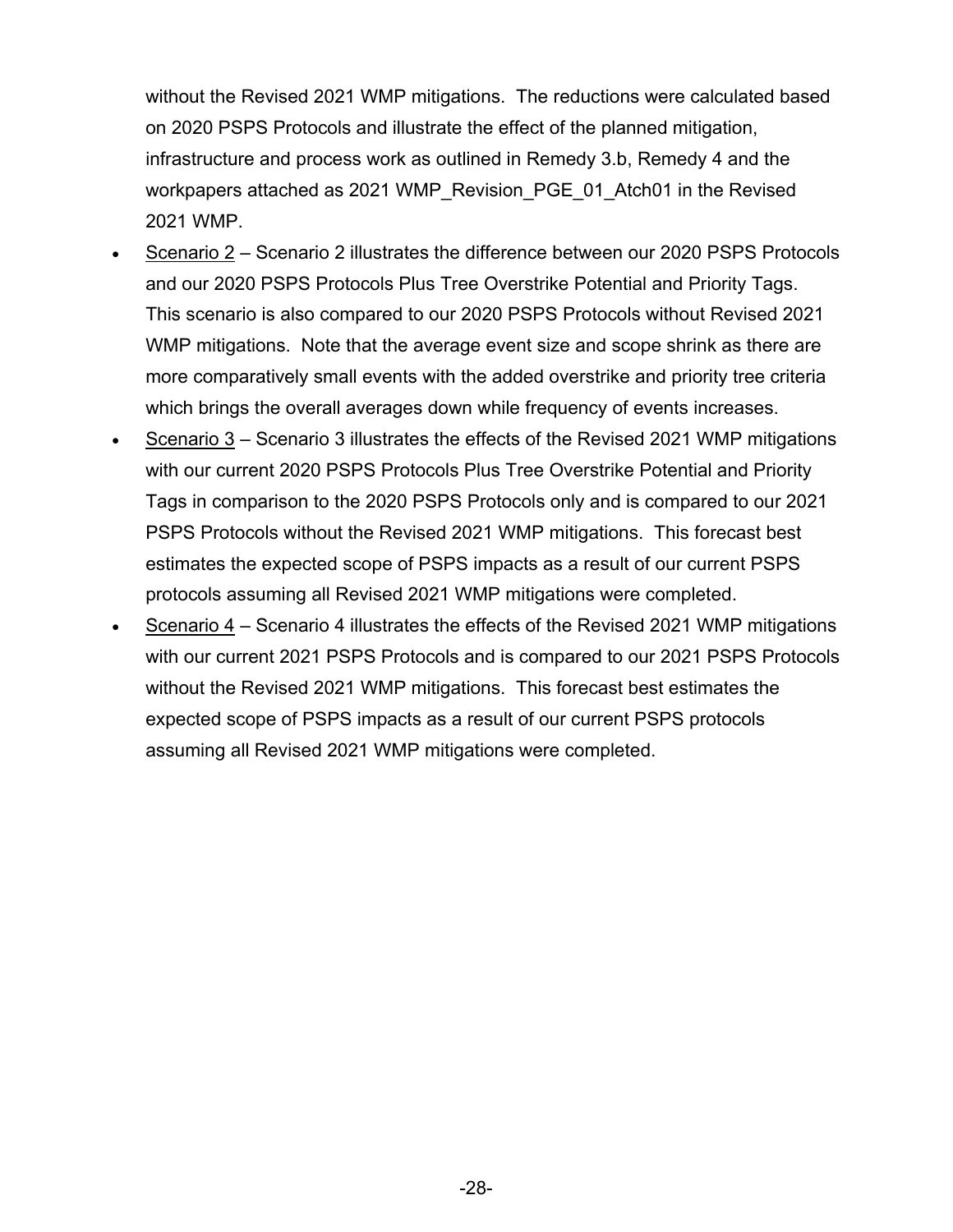without the Revised 2021 WMP mitigations. The reductions were calculated based on 2020 PSPS Protocols and illustrate the effect of the planned mitigation, infrastructure and process work as outlined in Remedy 3.b, Remedy 4 and the workpapers attached as 2021 WMP_Revision_PGE_01_Atch01 in the Revised 2021 WMP.

- Scenario 2 – Scenario 2 illustrates the difference between our 2020 PSPS Protocols and our 2020 PSPS Protocols Plus Tree Overstrike Potential and Priority Tags. This scenario is also compared to our 2020 PSPS Protocols without Revised 2021 WMP mitigations. Note that the average event size and scope shrink as there are more comparatively small events with the added overstrike and priority tree criteria which brings the overall averages down while frequency of events increases.
- Scenario 3 – Scenario 3 illustrates the effects of the Revised 2021 WMP mitigations with our current 2020 PSPS Protocols Plus Tree Overstrike Potential and Priority Tags in comparison to the 2020 PSPS Protocols only and is compared to our 2021 PSPS Protocols without the Revised 2021 WMP mitigations. This forecast best estimates the expected scope of PSPS impacts as a result of our current PSPS protocols assuming all Revised 2021 WMP mitigations were completed.
- Scenario 4 – Scenario 4 illustrates the effects of the Revised 2021 WMP mitigations with our current 2021 PSPS Protocols and is compared to our 2021 PSPS Protocols without the Revised 2021 WMP mitigations. This forecast best estimates the expected scope of PSPS impacts as a result of our current PSPS protocols assuming all Revised 2021 WMP mitigations were completed.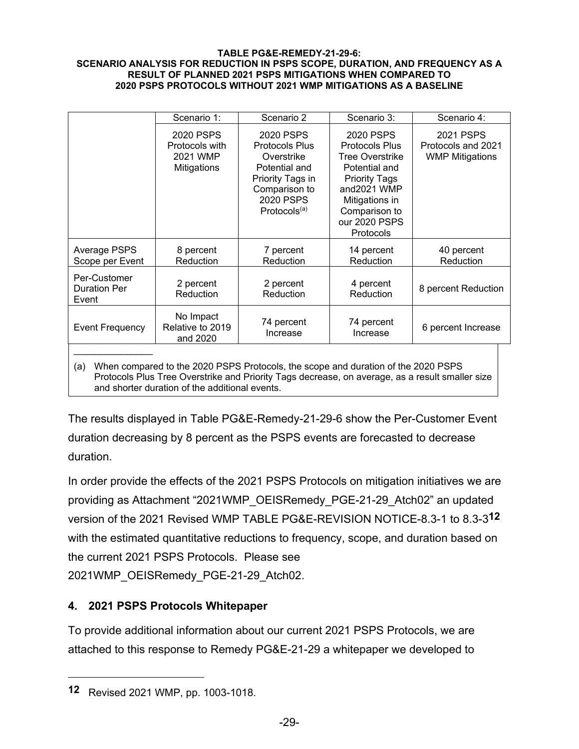**TABLE PG&E-REMEDY-21-29-6:**
**SCENARIO ANALYSIS FOR REDUCTION IN PSPS SCOPE, DURATION, AND FREQUENCY AS A RESULT OF PLANNED 2021 PSPS MITIGATIONS WHEN COMPARED TO 2020 PSPS PROTOCOLS WITHOUT 2021 WMP MITIGATIONS AS A BASELINE**

| | Scenario 1: 2020 PSPS Protocols with 2021 WMP Mitigations | Scenario 2 2020 PSPS Protocols Plus Overstrike Potential and Priority Tags in Comparison to 2020 PSPS Protocols[(a)] | Scenario 3: 2020 PSPS Protocols Plus Tree Overstrike Potential and Priority Tags and2021 WMP Mitigations in Comparison to our 2020 PSPS Protocols | Scenario 4: 2021 PSPS Protocols and 2021 WMP Mitigations |
|---|---|---|---|---|
| Average PSPS Scope per Event | 8 percent Reduction | 7 percent Reduction | 14 percent Reduction | 40 percent Reduction |
| Per-Customer Duration Per Event | 2 percent Reduction | 2 percent Reduction | 4 percent Reduction | 8 percent Reduction |
| Event Frequency | No Impact Relative to 2019 and 2020 | 74 percent Increase | 74 percent Increase | 6 percent Increase |

(a) When compared to the 2020 PSPS Protocols, the scope and duration of the 2020 PSPS Protocols Plus Tree Overstrike and Priority Tags decrease, on average, as a result smaller size and shorter duration of the additional events.

The results displayed in Table PG&E-Remedy-21-29-6 show the Per-Customer Event duration decreasing by 8 percent as the PSPS events are forecasted to decrease duration.

In order provide the effects of the 2021 PSPS Protocols on mitigation initiatives we are providing as Attachment "2021WMP_OEISRemedy_PGE-21-29_Atch02" an updated version of the 2021 Revised WMP TABLE PG&E-REVISION NOTICE-8.3-1 to 8.3-3[12] with the estimated quantitative reductions to frequency, scope, and duration based on the current 2021 PSPS Protocols. Please see 2021WMP_OEISRemedy_PGE-21-29_Atch02.

## 4. 2021 PSPS Protocols Whitepaper

To provide additional information about our current 2021 PSPS Protocols, we are attached to this response to Remedy PG&E-21-29 a whitepaper we developed to

---

[12] Revised 2021 WMP, pp. 1003-1018.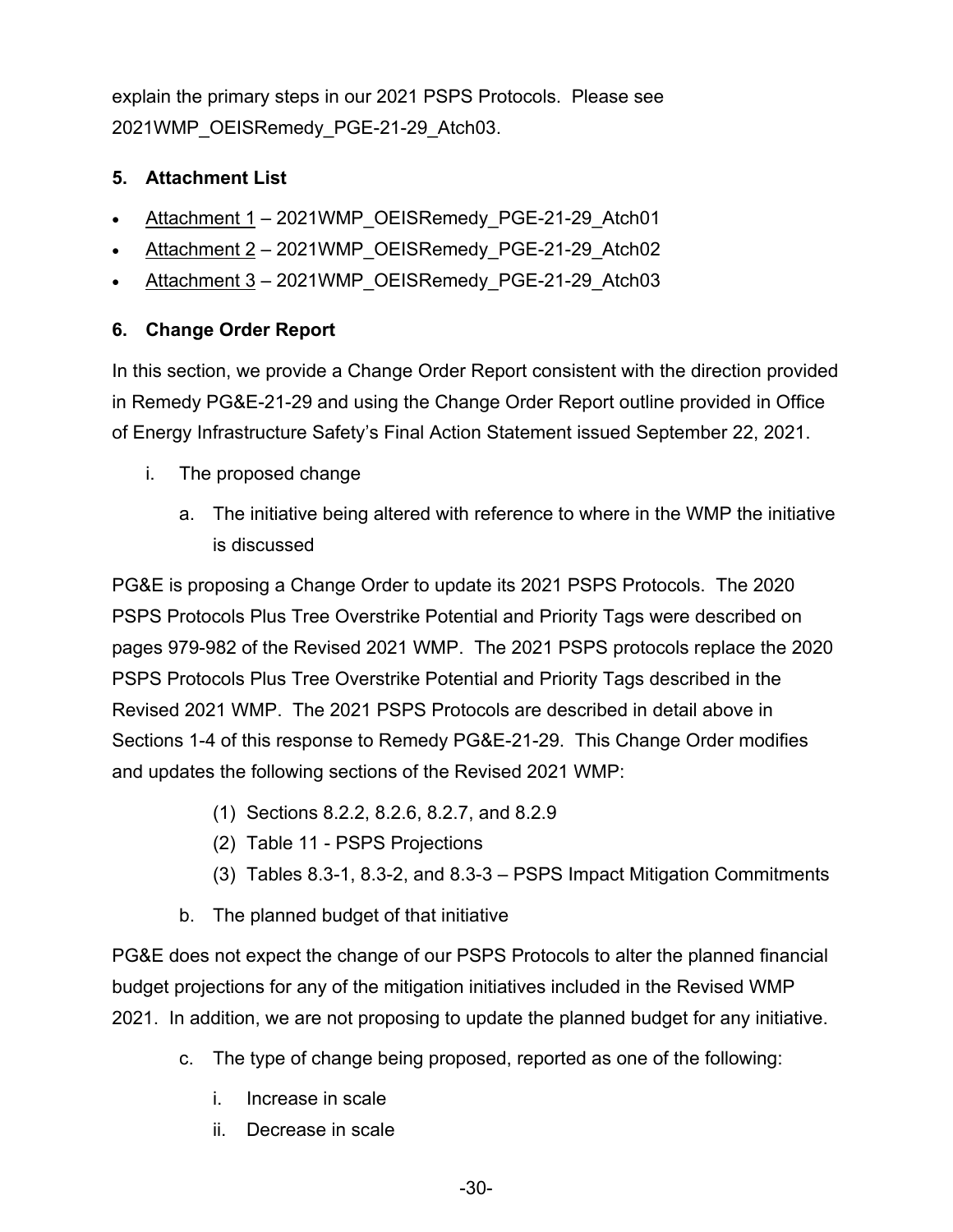explain the primary steps in our 2021 PSPS Protocols. Please see 2021WMP_OEISRemedy_PGE-21-29_Atch03.

## 5. Attachment List

- Attachment 1 – 2021WMP_OEISRemedy_PGE-21-29_Atch01
- Attachment 2 – 2021WMP_OEISRemedy_PGE-21-29_Atch02
- Attachment 3 – 2021WMP_OEISRemedy_PGE-21-29_Atch03

## 6. Change Order Report

In this section, we provide a Change Order Report consistent with the direction provided in Remedy PG&E-21-29 and using the Change Order Report outline provided in Office of Energy Infrastructure Safety's Final Action Statement issued September 22, 2021.

i. The proposed change

   a. The initiative being altered with reference to where in the WMP the initiative is discussed

PG&E is proposing a Change Order to update its 2021 PSPS Protocols. The 2020 PSPS Protocols Plus Tree Overstrike Potential and Priority Tags were described on pages 979-982 of the Revised 2021 WMP. The 2021 PSPS protocols replace the 2020 PSPS Protocols Plus Tree Overstrike Potential and Priority Tags described in the Revised 2021 WMP. The 2021 PSPS Protocols are described in detail above in Sections 1-4 of this response to Remedy PG&E-21-29. This Change Order modifies and updates the following sections of the Revised 2021 WMP:

(1) Sections 8.2.2, 8.2.6, 8.2.7, and 8.2.9
(2) Table 11 - PSPS Projections
(3) Tables 8.3-1, 8.3-2, and 8.3-3 – PSPS Impact Mitigation Commitments

   b. The planned budget of that initiative

PG&E does not expect the change of our PSPS Protocols to alter the planned financial budget projections for any of the mitigation initiatives included in the Revised WMP 2021. In addition, we are not proposing to update the planned budget for any initiative.

   c. The type of change being proposed, reported as one of the following:

      i. Increase in scale
      ii. Decrease in scale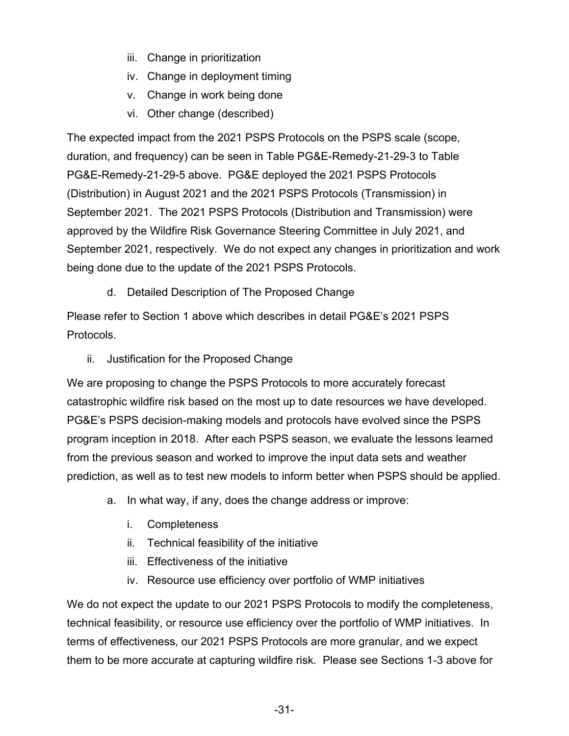iii. Change in prioritization
iv. Change in deployment timing
v. Change in work being done
vi. Other change (described)

The expected impact from the 2021 PSPS Protocols on the PSPS scale (scope, duration, and frequency) can be seen in Table PG&E-Remedy-21-29-3 to Table PG&E-Remedy-21-29-5 above. PG&E deployed the 2021 PSPS Protocols (Distribution) in August 2021 and the 2021 PSPS Protocols (Transmission) in September 2021. The 2021 PSPS Protocols (Distribution and Transmission) were approved by the Wildfire Risk Governance Steering Committee in July 2021, and September 2021, respectively. We do not expect any changes in prioritization and work being done due to the update of the 2021 PSPS Protocols.

d. Detailed Description of The Proposed Change

Please refer to Section 1 above which describes in detail PG&E's 2021 PSPS Protocols.

ii. Justification for the Proposed Change

We are proposing to change the PSPS Protocols to more accurately forecast catastrophic wildfire risk based on the most up to date resources we have developed. PG&E's PSPS decision-making models and protocols have evolved since the PSPS program inception in 2018. After each PSPS season, we evaluate the lessons learned from the previous season and worked to improve the input data sets and weather prediction, as well as to test new models to inform better when PSPS should be applied.

a. In what way, if any, does the change address or improve:

i. Completeness
ii. Technical feasibility of the initiative
iii. Effectiveness of the initiative
iv. Resource use efficiency over portfolio of WMP initiatives

We do not expect the update to our 2021 PSPS Protocols to modify the completeness, technical feasibility, or resource use efficiency over the portfolio of WMP initiatives. In terms of effectiveness, our 2021 PSPS Protocols are more granular, and we expect them to be more accurate at capturing wildfire risk. Please see Sections 1-3 above for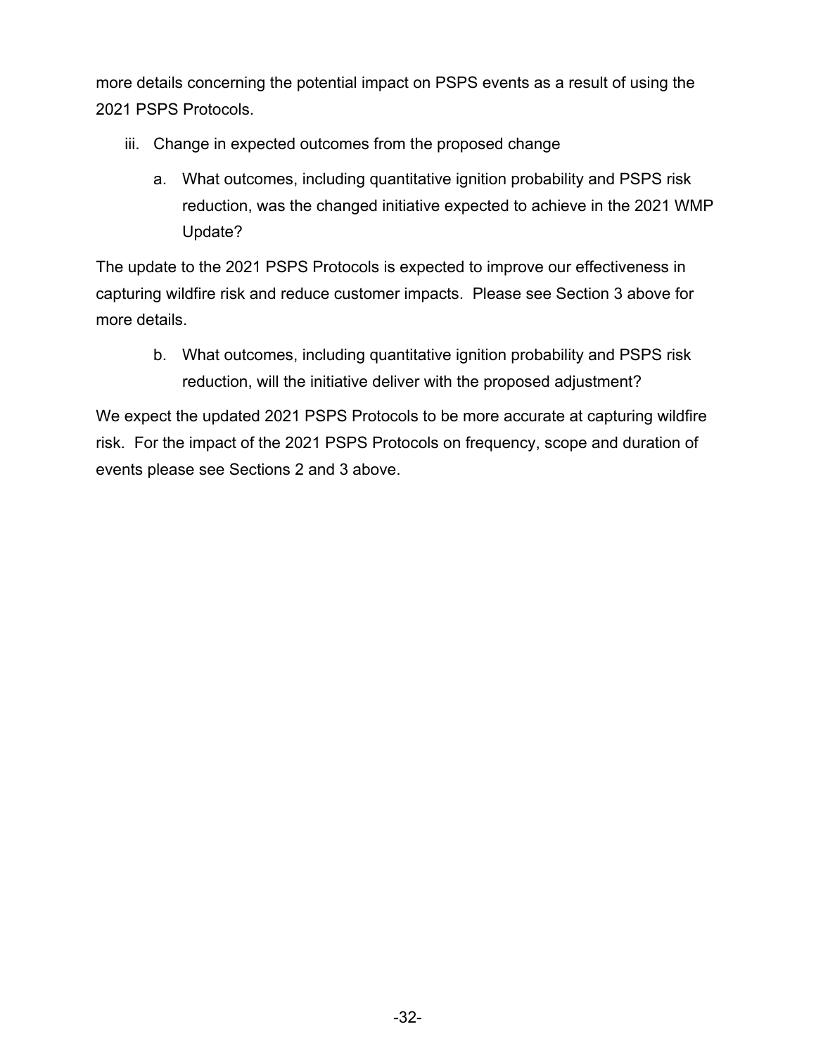more details concerning the potential impact on PSPS events as a result of using the 2021 PSPS Protocols.

iii. Change in expected outcomes from the proposed change

a. What outcomes, including quantitative ignition probability and PSPS risk reduction, was the changed initiative expected to achieve in the 2021 WMP Update?

The update to the 2021 PSPS Protocols is expected to improve our effectiveness in capturing wildfire risk and reduce customer impacts. Please see Section 3 above for more details.

b. What outcomes, including quantitative ignition probability and PSPS risk reduction, will the initiative deliver with the proposed adjustment?

We expect the updated 2021 PSPS Protocols to be more accurate at capturing wildfire risk. For the impact of the 2021 PSPS Protocols on frequency, scope and duration of events please see Sections 2 and 3 above.